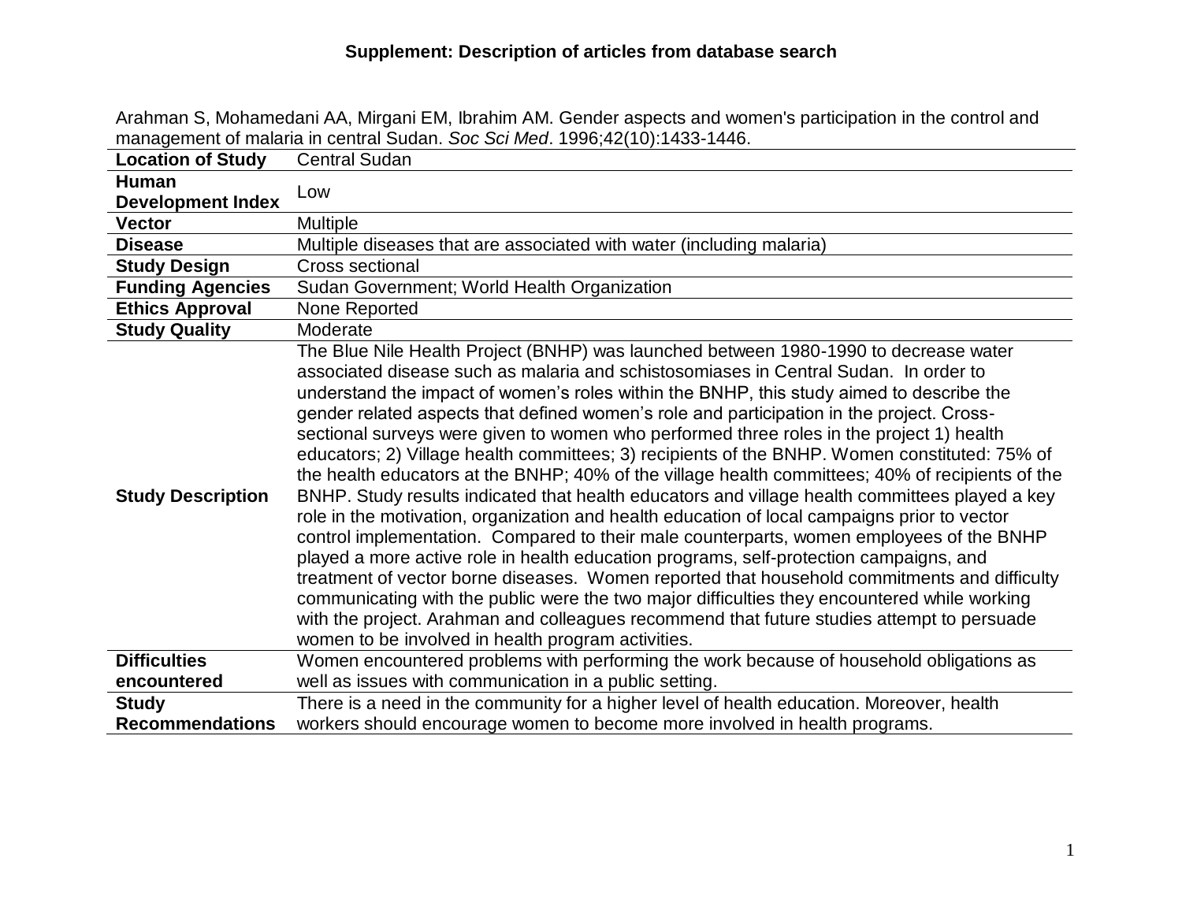# Supplement: Description of articles from database search

Arahman S, Mohamedani AA, Mirgani EM, Ibrahim AM. Gender aspects and women's participation in the control and management of malaria in central Sudan. *Soc Sci Med*. 1996;42(10):1433-1446.

| **Location of Study** | Central Sudan |
|---|---|
| **Human Development Index** | Low |
| **Vector** | Multiple |
| **Disease** | Multiple diseases that are associated with water (including malaria) |
| **Study Design** | Cross sectional |
| **Funding Agencies** | Sudan Government; World Health Organization |
| **Ethics Approval** | None Reported |
| **Study Quality** | Moderate |
| **Study Description** | The Blue Nile Health Project (BNHP) was launched between 1980-1990 to decrease water associated disease such as malaria and schistosomiases in Central Sudan. In order to understand the impact of women's roles within the BNHP, this study aimed to describe the gender related aspects that defined women's role and participation in the project. Cross-sectional surveys were given to women who performed three roles in the project 1) health educators; 2) Village health committees; 3) recipients of the BNHP. Women constituted: 75% of the health educators at the BNHP; 40% of the village health committees; 40% of recipients of the BNHP. Study results indicated that health educators and village health committees played a key role in the motivation, organization and health education of local campaigns prior to vector control implementation. Compared to their male counterparts, women employees of the BNHP played a more active role in health education programs, self-protection campaigns, and treatment of vector borne diseases. Women reported that household commitments and difficulty communicating with the public were the two major difficulties they encountered while working with the project. Arahman and colleagues recommend that future studies attempt to persuade women to be involved in health program activities. |
| **Difficulties encountered** | Women encountered problems with performing the work because of household obligations as well as issues with communication in a public setting. |
| **Study Recommendations** | There is a need in the community for a higher level of health education. Moreover, health workers should encourage women to become more involved in health programs. |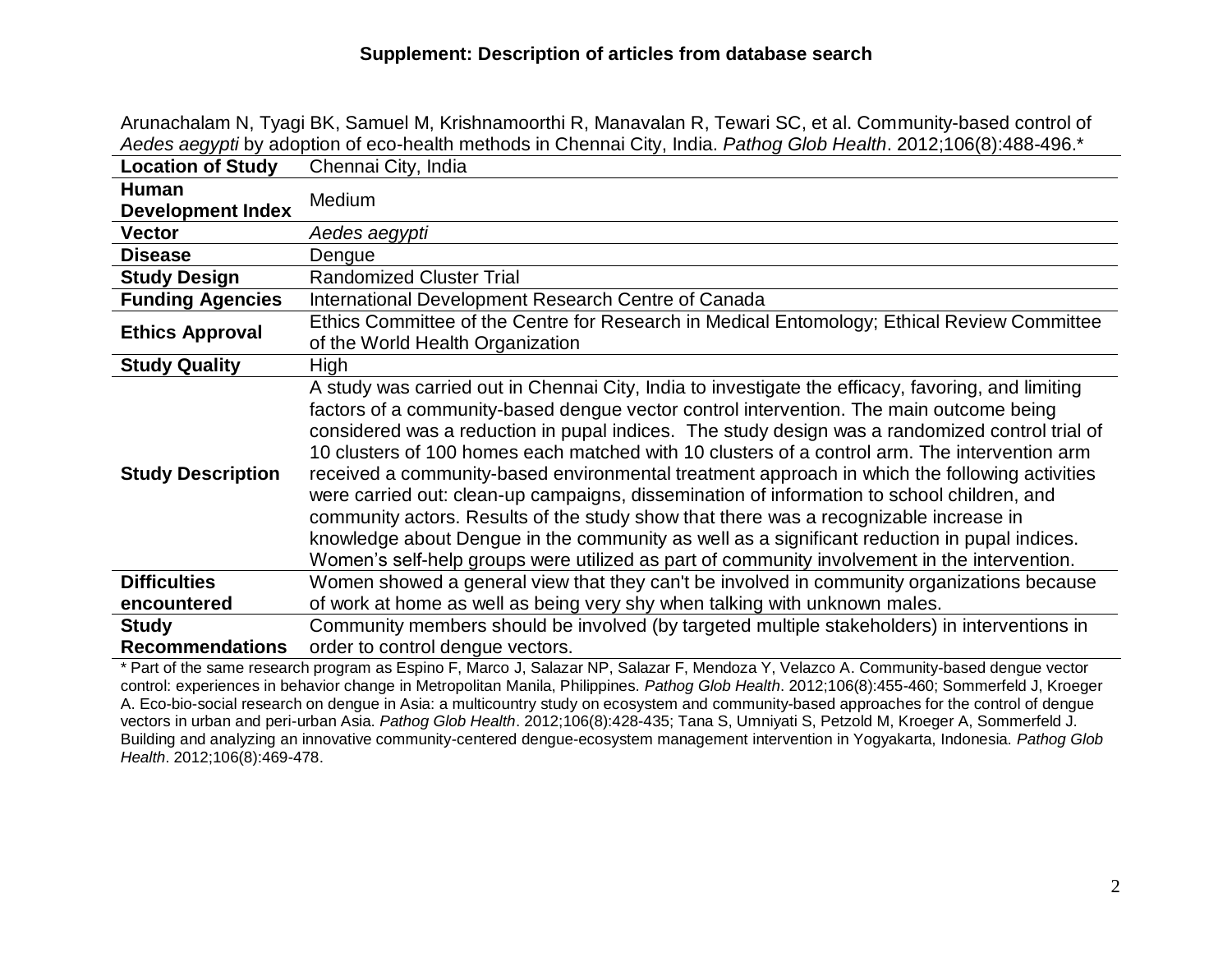**Supplement: Description of articles from database search**

Arunachalam N, Tyagi BK, Samuel M, Krishnamoorthi R, Manavalan R, Tewari SC, et al. Community-based control of *Aedes aegypti* by adoption of eco-health methods in Chennai City, India. *Pathog Glob Health*. 2012;106(8):488-496.*

| | |
|---|---|
| **Location of Study** | Chennai City, India |
| **Human Development Index** | Medium |
| **Vector** | *Aedes aegypti* |
| **Disease** | Dengue |
| **Study Design** | Randomized Cluster Trial |
| **Funding Agencies** | International Development Research Centre of Canada |
| **Ethics Approval** | Ethics Committee of the Centre for Research in Medical Entomology; Ethical Review Committee of the World Health Organization |
| **Study Quality** | High |
| **Study Description** | A study was carried out in Chennai City, India to investigate the efficacy, favoring, and limiting factors of a community-based dengue vector control intervention. The main outcome being considered was a reduction in pupal indices. The study design was a randomized control trial of 10 clusters of 100 homes each matched with 10 clusters of a control arm. The intervention arm received a community-based environmental treatment approach in which the following activities were carried out: clean-up campaigns, dissemination of information to school children, and community actors. Results of the study show that there was a recognizable increase in knowledge about Dengue in the community as well as a significant reduction in pupal indices. Women's self-help groups were utilized as part of community involvement in the intervention. |
| **Difficulties encountered** | Women showed a general view that they can't be involved in community organizations because of work at home as well as being very shy when talking with unknown males. |
| **Study Recommendations** | Community members should be involved (by targeted multiple stakeholders) in interventions in order to control dengue vectors. |

\* Part of the same research program as Espino F, Marco J, Salazar NP, Salazar F, Mendoza Y, Velazco A. Community-based dengue vector control: experiences in behavior change in Metropolitan Manila, Philippines. *Pathog Glob Health*. 2012;106(8):455-460; Sommerfeld J, Kroeger A. Eco-bio-social research on dengue in Asia: a multicountry study on ecosystem and community-based approaches for the control of dengue vectors in urban and peri-urban Asia. *Pathog Glob Health*. 2012;106(8):428-435; Tana S, Umniyati S, Petzold M, Kroeger A, Sommerfeld J. Building and analyzing an innovative community-centered dengue-ecosystem management intervention in Yogyakarta, Indonesia. *Pathog Glob Health*. 2012;106(8):469-478.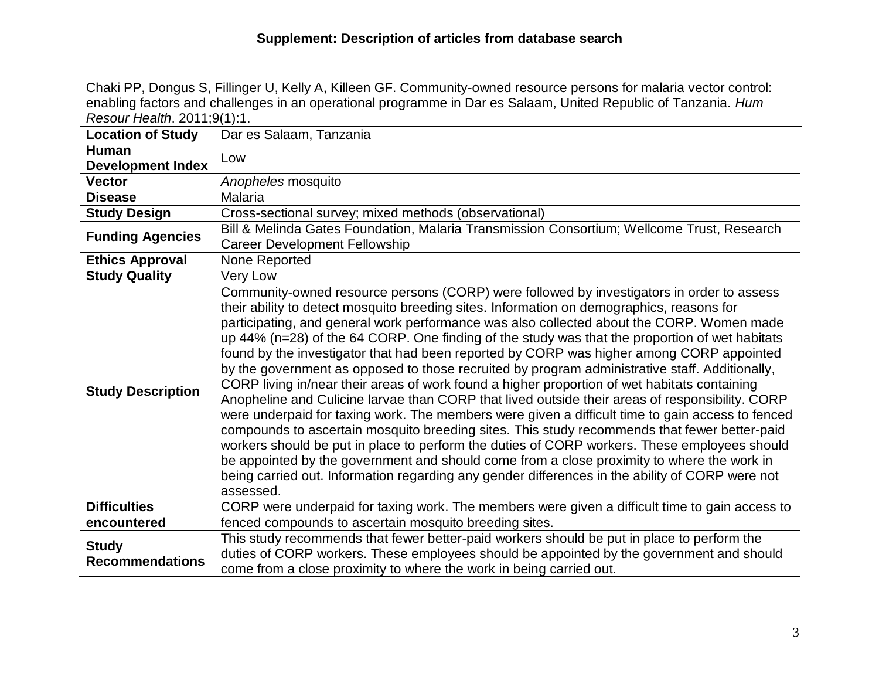## Supplement: Description of articles from database search

Chaki PP, Dongus S, Fillinger U, Kelly A, Killeen GF. Community-owned resource persons for malaria vector control: enabling factors and challenges in an operational programme in Dar es Salaam, United Republic of Tanzania. *Hum Resour Health*. 2011;9(1):1.

| **Location of Study** | Dar es Salaam, Tanzania |
|---|---|
| **Human Development Index** | Low |
| **Vector** | *Anopheles* mosquito |
| **Disease** | Malaria |
| **Study Design** | Cross-sectional survey; mixed methods (observational) |
| **Funding Agencies** | Bill & Melinda Gates Foundation, Malaria Transmission Consortium; Wellcome Trust, Research Career Development Fellowship |
| **Ethics Approval** | None Reported |
| **Study Quality** | Very Low |
| **Study Description** | Community-owned resource persons (CORP) were followed by investigators in order to assess their ability to detect mosquito breeding sites. Information on demographics, reasons for participating, and general work performance was also collected about the CORP. Women made up 44% (n=28) of the 64 CORP. One finding of the study was that the proportion of wet habitats found by the investigator that had been reported by CORP was higher among CORP appointed by the government as opposed to those recruited by program administrative staff. Additionally, CORP living in/near their areas of work found a higher proportion of wet habitats containing Anopheline and Culicine larvae than CORP that lived outside their areas of responsibility. CORP were underpaid for taxing work. The members were given a difficult time to gain access to fenced compounds to ascertain mosquito breeding sites. This study recommends that fewer better-paid workers should be put in place to perform the duties of CORP workers. These employees should be appointed by the government and should come from a close proximity to where the work in being carried out. Information regarding any gender differences in the ability of CORP were not assessed. |
| **Difficulties encountered** | CORP were underpaid for taxing work. The members were given a difficult time to gain access to fenced compounds to ascertain mosquito breeding sites. |
| **Study Recommendations** | This study recommends that fewer better-paid workers should be put in place to perform the duties of CORP workers. These employees should be appointed by the government and should come from a close proximity to where the work in being carried out. |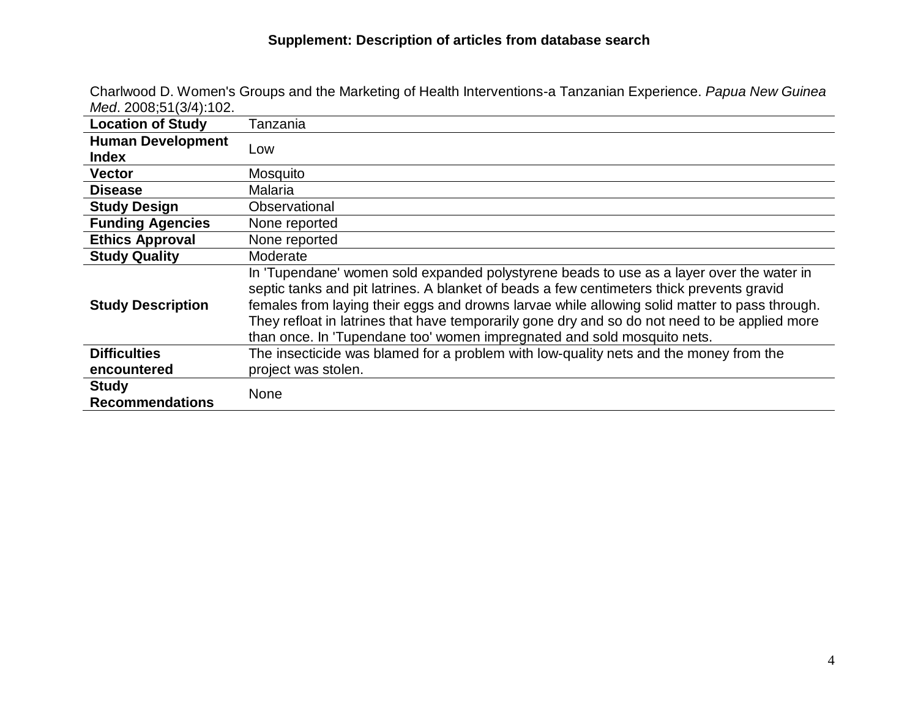**Supplement: Description of articles from database search**

Charlwood D. Women's Groups and the Marketing of Health Interventions-a Tanzanian Experience. *Papua New Guinea Med*. 2008;51(3/4):102.

| | |
|---|---|
| **Location of Study** | Tanzania |
| **Human Development Index** | Low |
| **Vector** | Mosquito |
| **Disease** | Malaria |
| **Study Design** | Observational |
| **Funding Agencies** | None reported |
| **Ethics Approval** | None reported |
| **Study Quality** | Moderate |
| **Study Description** | In 'Tupendane' women sold expanded polystyrene beads to use as a layer over the water in septic tanks and pit latrines. A blanket of beads a few centimeters thick prevents gravid females from laying their eggs and drowns larvae while allowing solid matter to pass through. They refloat in latrines that have temporarily gone dry and so do not need to be applied more than once. In 'Tupendane too' women impregnated and sold mosquito nets. |
| **Difficulties encountered** | The insecticide was blamed for a problem with low-quality nets and the money from the project was stolen. |
| **Study Recommendations** | None |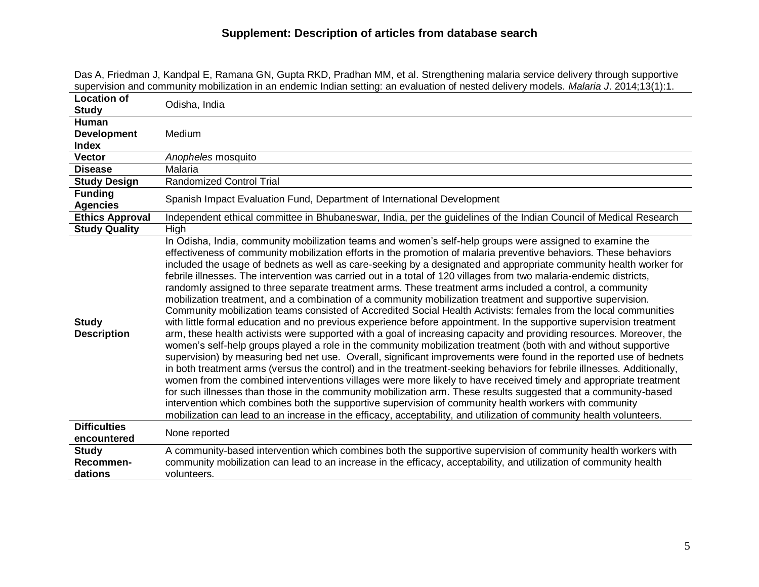## Supplement: Description of articles from database search

Das A, Friedman J, Kandpal E, Ramana GN, Gupta RKD, Pradhan MM, et al. Strengthening malaria service delivery through supportive supervision and community mobilization in an endemic Indian setting: an evaluation of nested delivery models. *Malaria J*. 2014;13(1):1.

| | |
|---|---|
| **Location of Study** | Odisha, India |
| **Human Development Index** | Medium |
| **Vector** | *Anopheles* mosquito |
| **Disease** | Malaria |
| **Study Design** | Randomized Control Trial |
| **Funding Agencies** | Spanish Impact Evaluation Fund, Department of International Development |
| **Ethics Approval** | Independent ethical committee in Bhubaneswar, India, per the guidelines of the Indian Council of Medical Research |
| **Study Quality** | High |
| **Study Description** | In Odisha, India, community mobilization teams and women's self-help groups were assigned to examine the effectiveness of community mobilization efforts in the promotion of malaria preventive behaviors. These behaviors included the usage of bednets as well as care-seeking by a designated and appropriate community health worker for febrile illnesses. The intervention was carried out in a total of 120 villages from two malaria-endemic districts, randomly assigned to three separate treatment arms. These treatment arms included a control, a community mobilization treatment, and a combination of a community mobilization treatment and supportive supervision. Community mobilization teams consisted of Accredited Social Health Activists: females from the local communities with little formal education and no previous experience before appointment. In the supportive supervision treatment arm, these health activists were supported with a goal of increasing capacity and providing resources. Moreover, the women's self-help groups played a role in the community mobilization treatment (both with and without supportive supervision) by measuring bed net use. Overall, significant improvements were found in the reported use of bednets in both treatment arms (versus the control) and in the treatment-seeking behaviors for febrile illnesses. Additionally, women from the combined interventions villages were more likely to have received timely and appropriate treatment for such illnesses than those in the community mobilization arm. These results suggested that a community-based intervention which combines both the supportive supervision of community health workers with community mobilization can lead to an increase in the efficacy, acceptability, and utilization of community health volunteers. |
| **Difficulties encountered** | None reported |
| **Study Recommen-dations** | A community-based intervention which combines both the supportive supervision of community health workers with community mobilization can lead to an increase in the efficacy, acceptability, and utilization of community health volunteers. |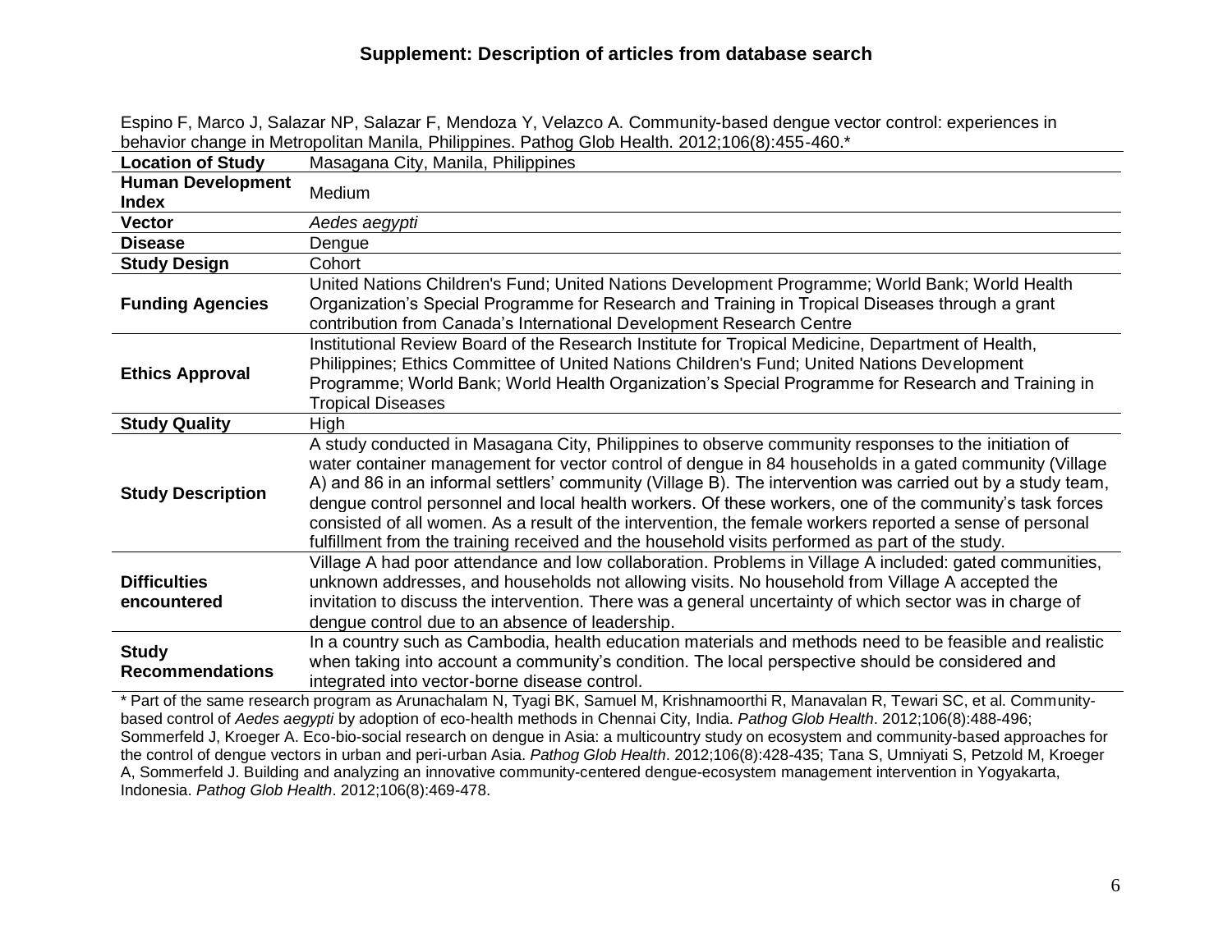## Supplement: Description of articles from database search

Espino F, Marco J, Salazar NP, Salazar F, Mendoza Y, Velazco A. Community-based dengue vector control: experiences in behavior change in Metropolitan Manila, Philippines. Pathog Glob Health. 2012;106(8):455-460.*

| | |
|---|---|
| **Location of Study** | Masagana City, Manila, Philippines |
| **Human Development Index** | Medium |
| **Vector** | *Aedes aegypti* |
| **Disease** | Dengue |
| **Study Design** | Cohort |
| **Funding Agencies** | United Nations Children's Fund; United Nations Development Programme; World Bank; World Health Organization's Special Programme for Research and Training in Tropical Diseases through a grant contribution from Canada's International Development Research Centre |
| **Ethics Approval** | Institutional Review Board of the Research Institute for Tropical Medicine, Department of Health, Philippines; Ethics Committee of United Nations Children's Fund; United Nations Development Programme; World Bank; World Health Organization's Special Programme for Research and Training in Tropical Diseases |
| **Study Quality** | High |
| **Study Description** | A study conducted in Masagana City, Philippines to observe community responses to the initiation of water container management for vector control of dengue in 84 households in a gated community (Village A) and 86 in an informal settlers' community (Village B). The intervention was carried out by a study team, dengue control personnel and local health workers. Of these workers, one of the community's task forces consisted of all women. As a result of the intervention, the female workers reported a sense of personal fulfillment from the training received and the household visits performed as part of the study. |
| **Difficulties encountered** | Village A had poor attendance and low collaboration. Problems in Village A included: gated communities, unknown addresses, and households not allowing visits. No household from Village A accepted the invitation to discuss the intervention. There was a general uncertainty of which sector was in charge of dengue control due to an absence of leadership. |
| **Study Recommendations** | In a country such as Cambodia, health education materials and methods need to be feasible and realistic when taking into account a community's condition. The local perspective should be considered and integrated into vector-borne disease control. |

* Part of the same research program as Arunachalam N, Tyagi BK, Samuel M, Krishnamoorthi R, Manavalan R, Tewari SC, et al. Community-based control of *Aedes aegypti* by adoption of eco-health methods in Chennai City, India. *Pathog Glob Health*. 2012;106(8):488-496; Sommerfeld J, Kroeger A. Eco-bio-social research on dengue in Asia: a multicountry study on ecosystem and community-based approaches for the control of dengue vectors in urban and peri-urban Asia. *Pathog Glob Health*. 2012;106(8):428-435; Tana S, Umniyati S, Petzold M, Kroeger A, Sommerfeld J. Building and analyzing an innovative community-centered dengue-ecosystem management intervention in Yogyakarta, Indonesia. *Pathog Glob Health*. 2012;106(8):469-478.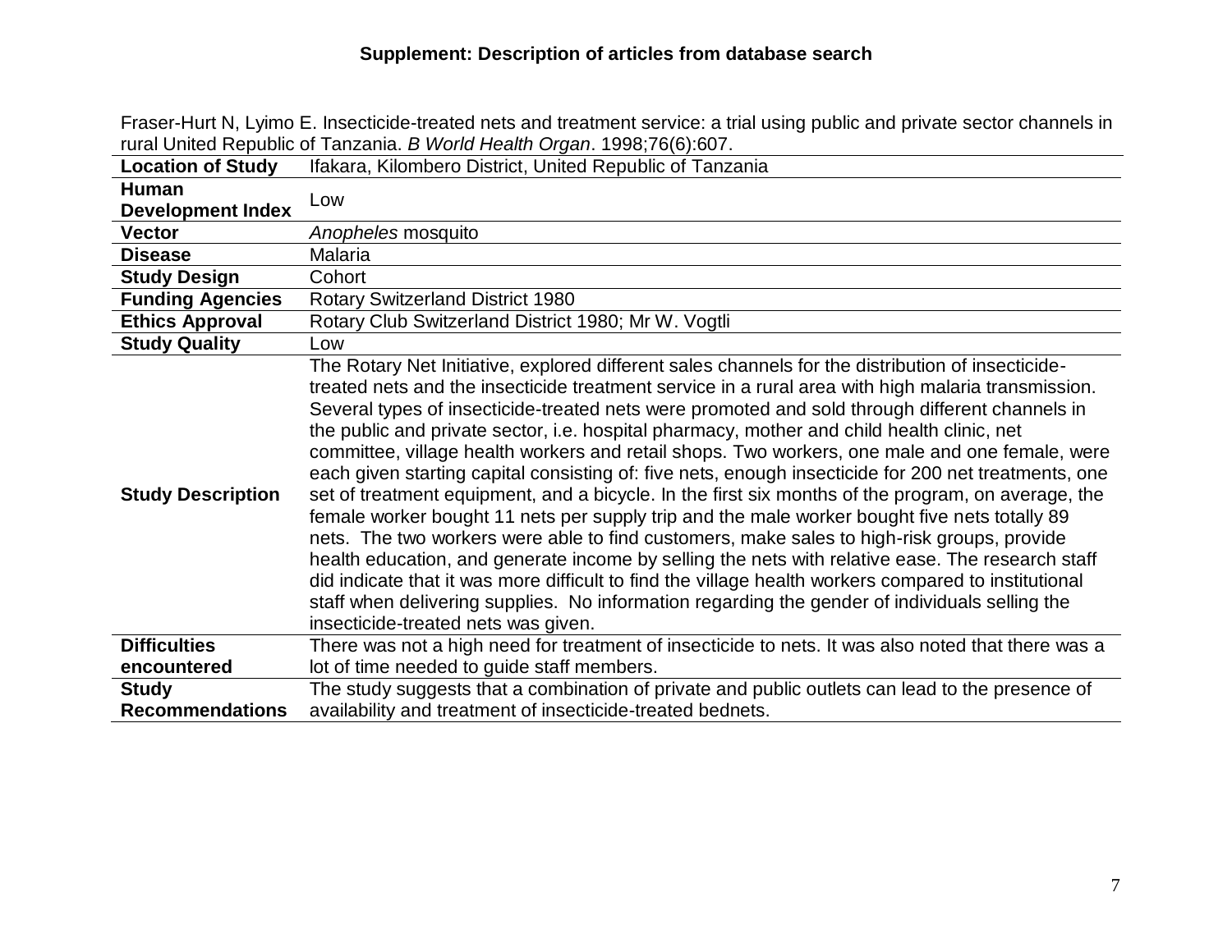## Supplement: Description of articles from database search

Fraser-Hurt N, Lyimo E. Insecticide-treated nets and treatment service: a trial using public and private sector channels in rural United Republic of Tanzania. *B World Health Organ*. 1998;76(6):607.

| | |
|---|---|
| **Location of Study** | Ifakara, Kilombero District, United Republic of Tanzania |
| **Human Development Index** | Low |
| **Vector** | *Anopheles* mosquito |
| **Disease** | Malaria |
| **Study Design** | Cohort |
| **Funding Agencies** | Rotary Switzerland District 1980 |
| **Ethics Approval** | Rotary Club Switzerland District 1980; Mr W. Vogtli |
| **Study Quality** | Low |
| **Study Description** | The Rotary Net Initiative, explored different sales channels for the distribution of insecticide-treated nets and the insecticide treatment service in a rural area with high malaria transmission. Several types of insecticide-treated nets were promoted and sold through different channels in the public and private sector, i.e. hospital pharmacy, mother and child health clinic, net committee, village health workers and retail shops. Two workers, one male and one female, were each given starting capital consisting of: five nets, enough insecticide for 200 net treatments, one set of treatment equipment, and a bicycle. In the first six months of the program, on average, the female worker bought 11 nets per supply trip and the male worker bought five nets totally 89 nets. The two workers were able to find customers, make sales to high-risk groups, provide health education, and generate income by selling the nets with relative ease. The research staff did indicate that it was more difficult to find the village health workers compared to institutional staff when delivering supplies. No information regarding the gender of individuals selling the insecticide-treated nets was given. |
| **Difficulties encountered** | There was not a high need for treatment of insecticide to nets. It was also noted that there was a lot of time needed to guide staff members. |
| **Study Recommendations** | The study suggests that a combination of private and public outlets can lead to the presence of availability and treatment of insecticide-treated bednets. |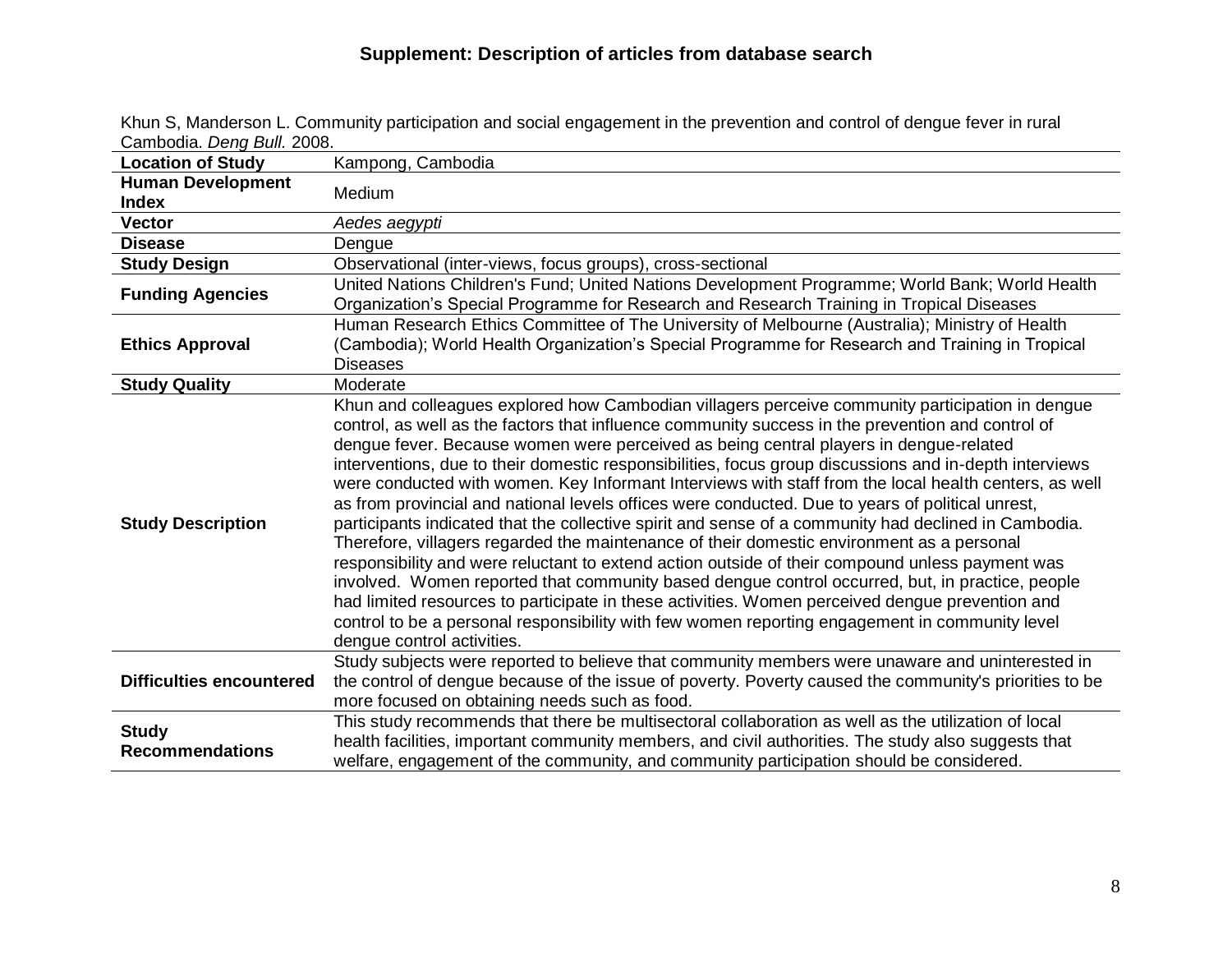# Supplement: Description of articles from database search

Khun S, Manderson L. Community participation and social engagement in the prevention and control of dengue fever in rural Cambodia. *Deng Bull.* 2008.

| | |
|---|---|
| **Location of Study** | Kampong, Cambodia |
| **Human Development Index** | Medium |
| **Vector** | *Aedes aegypti* |
| **Disease** | Dengue |
| **Study Design** | Observational (inter-views, focus groups), cross-sectional |
| **Funding Agencies** | United Nations Children's Fund; United Nations Development Programme; World Bank; World Health Organization's Special Programme for Research and Research Training in Tropical Diseases |
| **Ethics Approval** | Human Research Ethics Committee of The University of Melbourne (Australia); Ministry of Health (Cambodia); World Health Organization's Special Programme for Research and Training in Tropical Diseases |
| **Study Quality** | Moderate |
| **Study Description** | Khun and colleagues explored how Cambodian villagers perceive community participation in dengue control, as well as the factors that influence community success in the prevention and control of dengue fever. Because women were perceived as being central players in dengue-related interventions, due to their domestic responsibilities, focus group discussions and in-depth interviews were conducted with women. Key Informant Interviews with staff from the local health centers, as well as from provincial and national levels offices were conducted. Due to years of political unrest, participants indicated that the collective spirit and sense of a community had declined in Cambodia. Therefore, villagers regarded the maintenance of their domestic environment as a personal responsibility and were reluctant to extend action outside of their compound unless payment was involved. Women reported that community based dengue control occurred, but, in practice, people had limited resources to participate in these activities. Women perceived dengue prevention and control to be a personal responsibility with few women reporting engagement in community level dengue control activities. |
| **Difficulties encountered** | Study subjects were reported to believe that community members were unaware and uninterested in the control of dengue because of the issue of poverty. Poverty caused the community's priorities to be more focused on obtaining needs such as food. |
| **Study Recommendations** | This study recommends that there be multisectoral collaboration as well as the utilization of local health facilities, important community members, and civil authorities. The study also suggests that welfare, engagement of the community, and community participation should be considered. |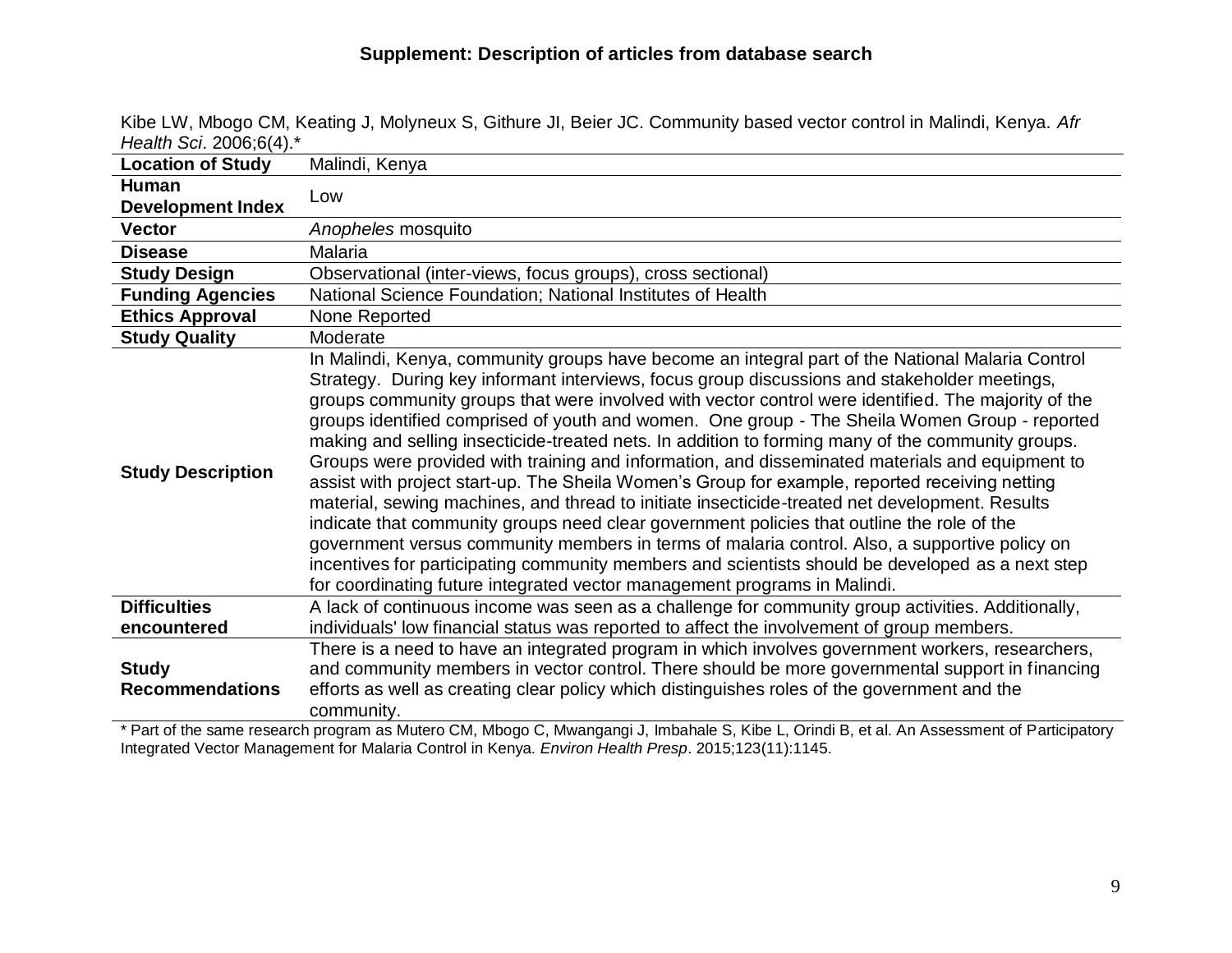## Supplement: Description of articles from database search

Kibe LW, Mbogo CM, Keating J, Molyneux S, Githure JI, Beier JC. Community based vector control in Malindi, Kenya. *Afr Health Sci*. 2006;6(4).*

| | |
|---|---|
| **Location of Study** | Malindi, Kenya |
| **Human Development Index** | Low |
| **Vector** | *Anopheles* mosquito |
| **Disease** | Malaria |
| **Study Design** | Observational (inter-views, focus groups), cross sectional) |
| **Funding Agencies** | National Science Foundation; National Institutes of Health |
| **Ethics Approval** | None Reported |
| **Study Quality** | Moderate |
| **Study Description** | In Malindi, Kenya, community groups have become an integral part of the National Malaria Control Strategy. During key informant interviews, focus group discussions and stakeholder meetings, groups community groups that were involved with vector control were identified. The majority of the groups identified comprised of youth and women. One group - The Sheila Women Group - reported making and selling insecticide-treated nets. In addition to forming many of the community groups. Groups were provided with training and information, and disseminated materials and equipment to assist with project start-up. The Sheila Women's Group for example, reported receiving netting material, sewing machines, and thread to initiate insecticide-treated net development. Results indicate that community groups need clear government policies that outline the role of the government versus community members in terms of malaria control. Also, a supportive policy on incentives for participating community members and scientists should be developed as a next step for coordinating future integrated vector management programs in Malindi. |
| **Difficulties encountered** | A lack of continuous income was seen as a challenge for community group activities. Additionally, individuals' low financial status was reported to affect the involvement of group members. |
| **Study Recommendations** | There is a need to have an integrated program in which involves government workers, researchers, and community members in vector control. There should be more governmental support in financing efforts as well as creating clear policy which distinguishes roles of the government and the community. |

* Part of the same research program as Mutero CM, Mbogo C, Mwangangi J, Imbahale S, Kibe L, Orindi B, et al. An Assessment of Participatory Integrated Vector Management for Malaria Control in Kenya. *Environ Health Presp*. 2015;123(11):1145.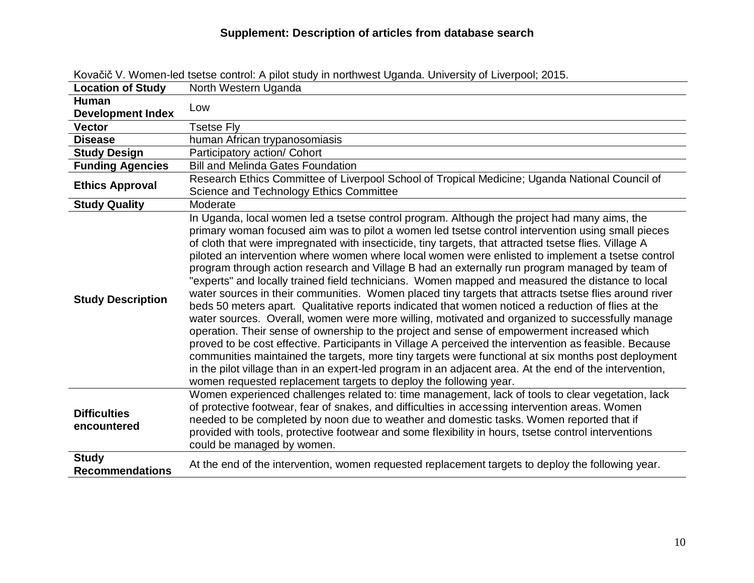# Supplement: Description of articles from database search

| Kovačič V. Women-led tsetse control: A pilot study in northwest Uganda. University of Liverpool; 2015. | |
|---|---|
| **Location of Study** | North Western Uganda |
| **Human Development Index** | Low |
| **Vector** | Tsetse Fly |
| **Disease** | human African trypanosomiasis |
| **Study Design** | Participatory action/ Cohort |
| **Funding Agencies** | Bill and Melinda Gates Foundation |
| **Ethics Approval** | Research Ethics Committee of Liverpool School of Tropical Medicine; Uganda National Council of Science and Technology Ethics Committee |
| **Study Quality** | Moderate |
| **Study Description** | In Uganda, local women led a tsetse control program. Although the project had many aims, the primary woman focused aim was to pilot a women led tsetse control intervention using small pieces of cloth that were impregnated with insecticide, tiny targets, that attracted tsetse flies. Village A piloted an intervention where women where local women were enlisted to implement a tsetse control program through action research and Village B had an externally run program managed by team of "experts" and locally trained field technicians. Women mapped and measured the distance to local water sources in their communities. Women placed tiny targets that attracts tsetse flies around river beds 50 meters apart. Qualitative reports indicated that women noticed a reduction of flies at the water sources. Overall, women were more willing, motivated and organized to successfully manage operation. Their sense of ownership to the project and sense of empowerment increased which proved to be cost effective. Participants in Village A perceived the intervention as feasible. Because communities maintained the targets, more tiny targets were functional at six months post deployment in the pilot village than in an expert-led program in an adjacent area. At the end of the intervention, women requested replacement targets to deploy the following year. |
| **Difficulties encountered** | Women experienced challenges related to: time management, lack of tools to clear vegetation, lack of protective footwear, fear of snakes, and difficulties in accessing intervention areas. Women needed to be completed by noon due to weather and domestic tasks. Women reported that if provided with tools, protective footwear and some flexibility in hours, tsetse control interventions could be managed by women. |
| **Study Recommendations** | At the end of the intervention, women requested replacement targets to deploy the following year. |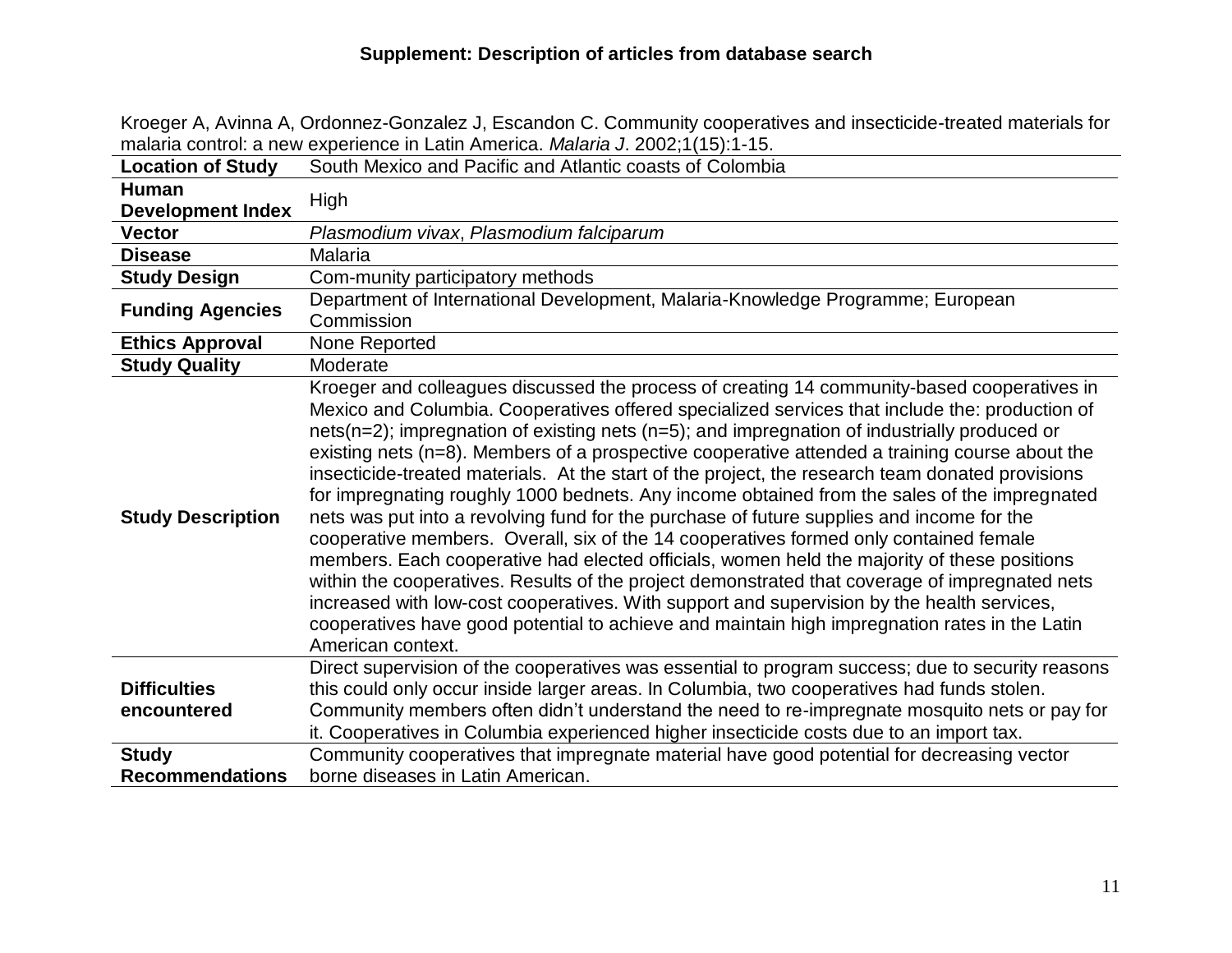## Supplement: Description of articles from database search

Kroeger A, Avinna A, Ordonnez-Gonzalez J, Escandon C. Community cooperatives and insecticide-treated materials for malaria control: a new experience in Latin America. *Malaria J*. 2002;1(15):1-15.

| | |
|---|---|
| **Location of Study** | South Mexico and Pacific and Atlantic coasts of Colombia |
| **Human Development Index** | High |
| **Vector** | *Plasmodium vivax*, *Plasmodium falciparum* |
| **Disease** | Malaria |
| **Study Design** | Com-munity participatory methods |
| **Funding Agencies** | Department of International Development, Malaria-Knowledge Programme; European Commission |
| **Ethics Approval** | None Reported |
| **Study Quality** | Moderate |
| **Study Description** | Kroeger and colleagues discussed the process of creating 14 community-based cooperatives in Mexico and Columbia. Cooperatives offered specialized services that include the: production of nets(n=2); impregnation of existing nets (n=5); and impregnation of industrially produced or existing nets (n=8). Members of a prospective cooperative attended a training course about the insecticide-treated materials. At the start of the project, the research team donated provisions for impregnating roughly 1000 bednets. Any income obtained from the sales of the impregnated nets was put into a revolving fund for the purchase of future supplies and income for the cooperative members. Overall, six of the 14 cooperatives formed only contained female members. Each cooperative had elected officials, women held the majority of these positions within the cooperatives. Results of the project demonstrated that coverage of impregnated nets increased with low-cost cooperatives. With support and supervision by the health services, cooperatives have good potential to achieve and maintain high impregnation rates in the Latin American context. |
| **Difficulties encountered** | Direct supervision of the cooperatives was essential to program success; due to security reasons this could only occur inside larger areas. In Columbia, two cooperatives had funds stolen. Community members often didn't understand the need to re-impregnate mosquito nets or pay for it. Cooperatives in Columbia experienced higher insecticide costs due to an import tax. |
| **Study Recommendations** | Community cooperatives that impregnate material have good potential for decreasing vector borne diseases in Latin American. |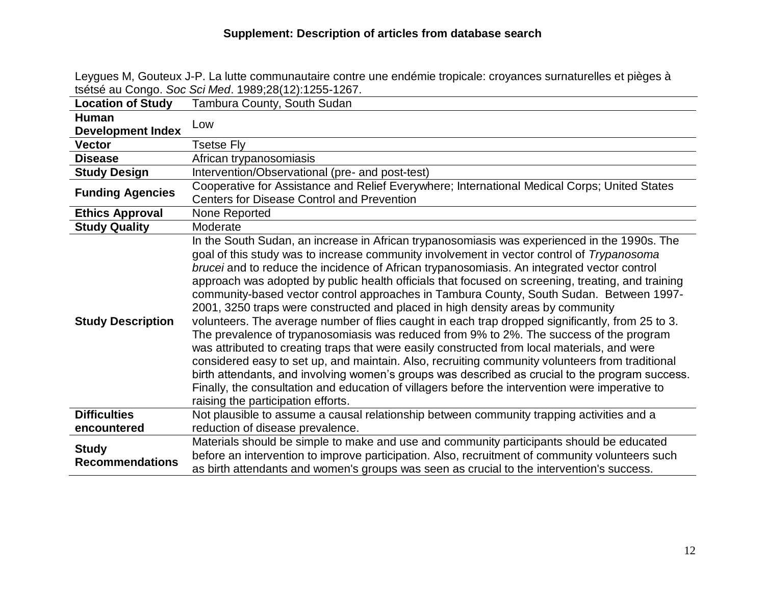**Supplement: Description of articles from database search**

Leygues M, Gouteux J-P. La lutte communautaire contre une endémie tropicale: croyances surnaturelles et pièges à tsétsé au Congo. *Soc Sci Med*. 1989;28(12):1255-1267.

| | |
|---|---|
| **Location of Study** | Tambura County, South Sudan |
| **Human Development Index** | Low |
| **Vector** | Tsetse Fly |
| **Disease** | African trypanosomiasis |
| **Study Design** | Intervention/Observational (pre- and post-test) |
| **Funding Agencies** | Cooperative for Assistance and Relief Everywhere; International Medical Corps; United States Centers for Disease Control and Prevention |
| **Ethics Approval** | None Reported |
| **Study Quality** | Moderate |
| **Study Description** | In the South Sudan, an increase in African trypanosomiasis was experienced in the 1990s. The goal of this study was to increase community involvement in vector control of *Trypanosoma brucei* and to reduce the incidence of African trypanosomiasis. An integrated vector control approach was adopted by public health officials that focused on screening, treating, and training community-based vector control approaches in Tambura County, South Sudan. Between 1997-2001, 3250 traps were constructed and placed in high density areas by community volunteers. The average number of flies caught in each trap dropped significantly, from 25 to 3. The prevalence of trypanosomiasis was reduced from 9% to 2%. The success of the program was attributed to creating traps that were easily constructed from local materials, and were considered easy to set up, and maintain. Also, recruiting community volunteers from traditional birth attendants, and involving women's groups was described as crucial to the program success. Finally, the consultation and education of villagers before the intervention were imperative to raising the participation efforts. |
| **Difficulties encountered** | Not plausible to assume a causal relationship between community trapping activities and a reduction of disease prevalence. |
| **Study Recommendations** | Materials should be simple to make and use and community participants should be educated before an intervention to improve participation. Also, recruitment of community volunteers such as birth attendants and women's groups was seen as crucial to the intervention's success. |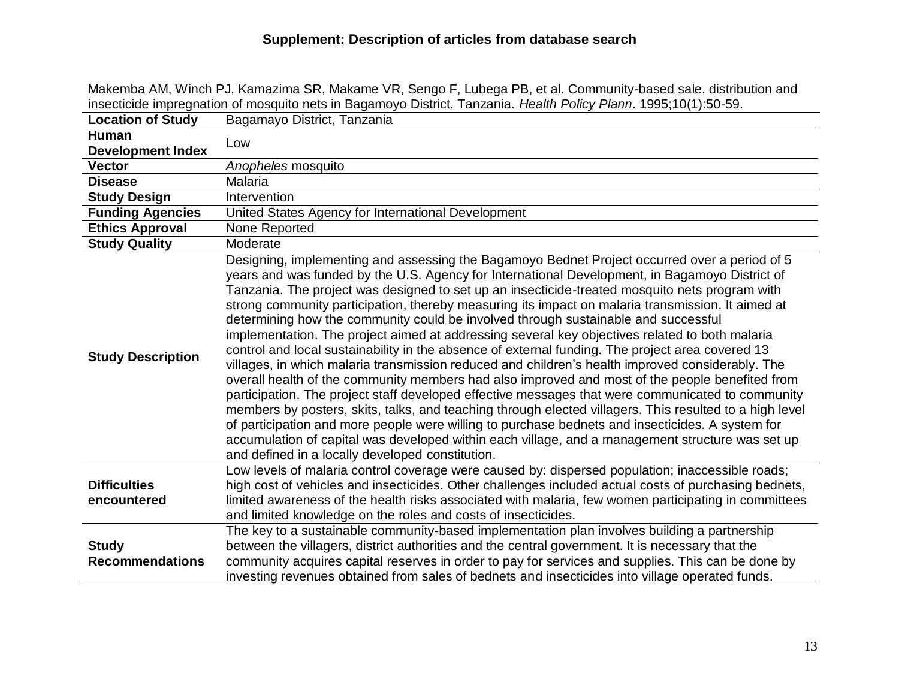## Supplement: Description of articles from database search

Makemba AM, Winch PJ, Kamazima SR, Makame VR, Sengo F, Lubega PB, et al. Community-based sale, distribution and insecticide impregnation of mosquito nets in Bagamoyo District, Tanzania. *Health Policy Plann*. 1995;10(1):50-59.

| | |
|---|---|
| **Location of Study** | Bagamayo District, Tanzania |
| **Human Development Index** | Low |
| **Vector** | *Anopheles* mosquito |
| **Disease** | Malaria |
| **Study Design** | Intervention |
| **Funding Agencies** | United States Agency for International Development |
| **Ethics Approval** | None Reported |
| **Study Quality** | Moderate |
| **Study Description** | Designing, implementing and assessing the Bagamoyo Bednet Project occurred over a period of 5 years and was funded by the U.S. Agency for International Development, in Bagamoyo District of Tanzania. The project was designed to set up an insecticide-treated mosquito nets program with strong community participation, thereby measuring its impact on malaria transmission. It aimed at determining how the community could be involved through sustainable and successful implementation. The project aimed at addressing several key objectives related to both malaria control and local sustainability in the absence of external funding. The project area covered 13 villages, in which malaria transmission reduced and children's health improved considerably. The overall health of the community members had also improved and most of the people benefited from participation. The project staff developed effective messages that were communicated to community members by posters, skits, talks, and teaching through elected villagers. This resulted to a high level of participation and more people were willing to purchase bednets and insecticides. A system for accumulation of capital was developed within each village, and a management structure was set up and defined in a locally developed constitution. |
| **Difficulties encountered** | Low levels of malaria control coverage were caused by: dispersed population; inaccessible roads; high cost of vehicles and insecticides. Other challenges included actual costs of purchasing bednets, limited awareness of the health risks associated with malaria, few women participating in committees and limited knowledge on the roles and costs of insecticides. |
| **Study Recommendations** | The key to a sustainable community-based implementation plan involves building a partnership between the villagers, district authorities and the central government. It is necessary that the community acquires capital reserves in order to pay for services and supplies. This can be done by investing revenues obtained from sales of bednets and insecticides into village operated funds. |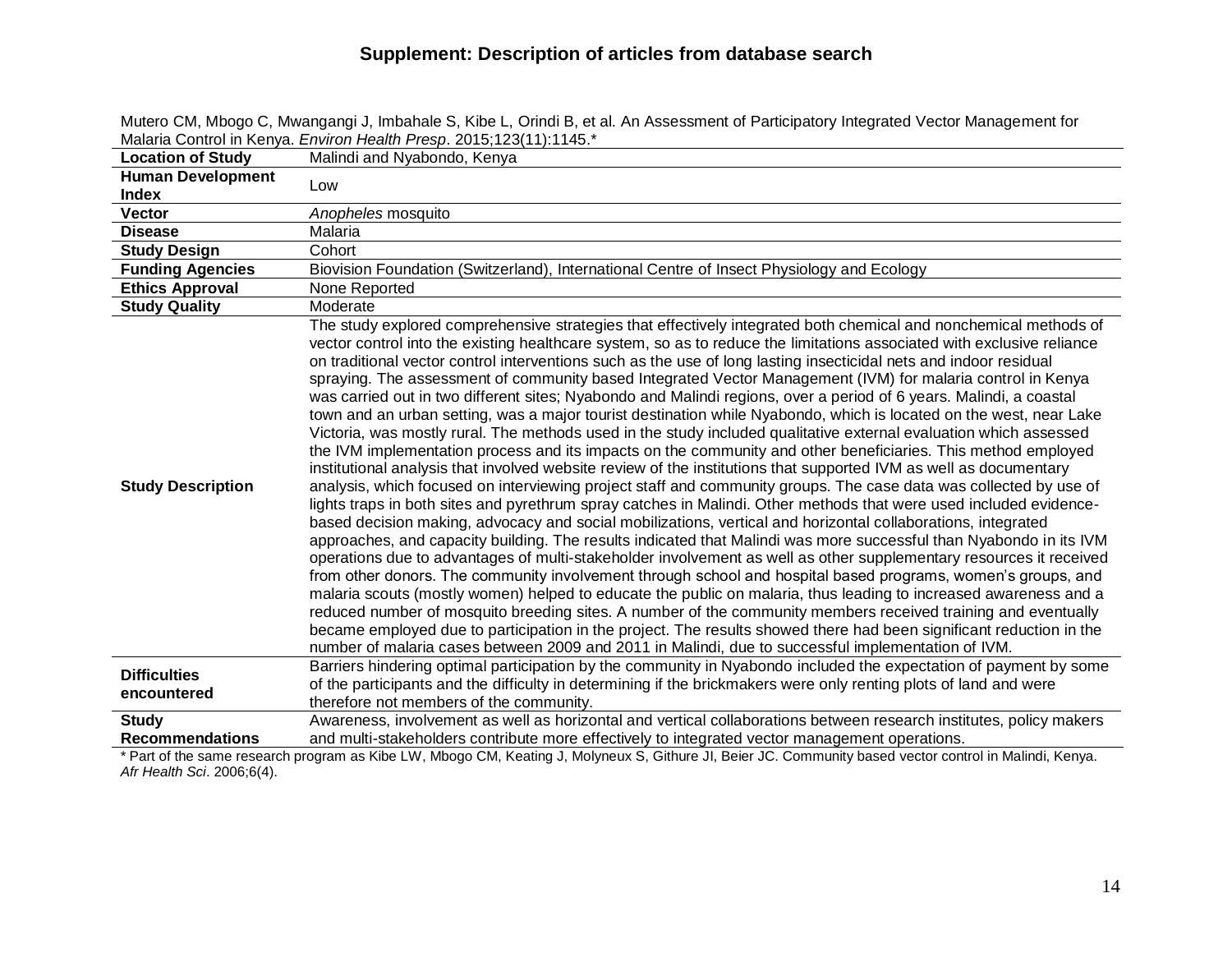## Supplement: Description of articles from database search

Mutero CM, Mbogo C, Mwangangi J, Imbahale S, Kibe L, Orindi B, et al. An Assessment of Participatory Integrated Vector Management for Malaria Control in Kenya. *Environ Health Presp*. 2015;123(11):1145.*

| | |
|---|---|
| **Location of Study** | Malindi and Nyabondo, Kenya |
| **Human Development Index** | Low |
| **Vector** | *Anopheles* mosquito |
| **Disease** | Malaria |
| **Study Design** | Cohort |
| **Funding Agencies** | Biovision Foundation (Switzerland), International Centre of Insect Physiology and Ecology |
| **Ethics Approval** | None Reported |
| **Study Quality** | Moderate |
| **Study Description** | The study explored comprehensive strategies that effectively integrated both chemical and nonchemical methods of vector control into the existing healthcare system, so as to reduce the limitations associated with exclusive reliance on traditional vector control interventions such as the use of long lasting insecticidal nets and indoor residual spraying. The assessment of community based Integrated Vector Management (IVM) for malaria control in Kenya was carried out in two different sites; Nyabondo and Malindi regions, over a period of 6 years. Malindi, a coastal town and an urban setting, was a major tourist destination while Nyabondo, which is located on the west, near Lake Victoria, was mostly rural. The methods used in the study included qualitative external evaluation which assessed the IVM implementation process and its impacts on the community and other beneficiaries. This method employed institutional analysis that involved website review of the institutions that supported IVM as well as documentary analysis, which focused on interviewing project staff and community groups. The case data was collected by use of lights traps in both sites and pyrethrum spray catches in Malindi. Other methods that were used included evidence-based decision making, advocacy and social mobilizations, vertical and horizontal collaborations, integrated approaches, and capacity building. The results indicated that Malindi was more successful than Nyabondo in its IVM operations due to advantages of multi-stakeholder involvement as well as other supplementary resources it received from other donors. The community involvement through school and hospital based programs, women's groups, and malaria scouts (mostly women) helped to educate the public on malaria, thus leading to increased awareness and a reduced number of mosquito breeding sites. A number of the community members received training and eventually became employed due to participation in the project. The results showed there had been significant reduction in the number of malaria cases between 2009 and 2011 in Malindi, due to successful implementation of IVM. |
| **Difficulties encountered** | Barriers hindering optimal participation by the community in Nyabondo included the expectation of payment by some of the participants and the difficulty in determining if the brickmakers were only renting plots of land and were therefore not members of the community. |
| **Study Recommendations** | Awareness, involvement as well as horizontal and vertical collaborations between research institutes, policy makers and multi-stakeholders contribute more effectively to integrated vector management operations. |

* Part of the same research program as Kibe LW, Mbogo CM, Keating J, Molyneux S, Githure JI, Beier JC. Community based vector control in Malindi, Kenya. *Afr Health Sci*. 2006;6(4).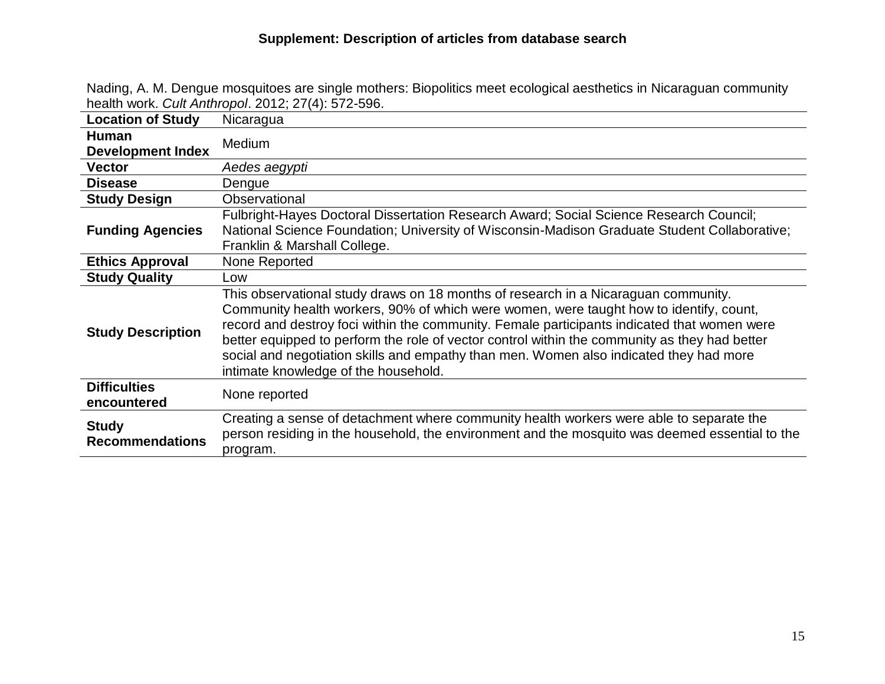### Supplement: Description of articles from database search

Nading, A. M. Dengue mosquitoes are single mothers: Biopolitics meet ecological aesthetics in Nicaraguan community health work. *Cult Anthropol*. 2012; 27(4): 572-596.

| **Location of Study** | Nicaragua |
|---|---|
| **Human Development Index** | Medium |
| **Vector** | *Aedes aegypti* |
| **Disease** | Dengue |
| **Study Design** | Observational |
| **Funding Agencies** | Fulbright-Hayes Doctoral Dissertation Research Award; Social Science Research Council; National Science Foundation; University of Wisconsin-Madison Graduate Student Collaborative; Franklin & Marshall College. |
| **Ethics Approval** | None Reported |
| **Study Quality** | Low |
| **Study Description** | This observational study draws on 18 months of research in a Nicaraguan community. Community health workers, 90% of which were women, were taught how to identify, count, record and destroy foci within the community. Female participants indicated that women were better equipped to perform the role of vector control within the community as they had better social and negotiation skills and empathy than men. Women also indicated they had more intimate knowledge of the household. |
| **Difficulties encountered** | None reported |
| **Study Recommendations** | Creating a sense of detachment where community health workers were able to separate the person residing in the household, the environment and the mosquito was deemed essential to the program. |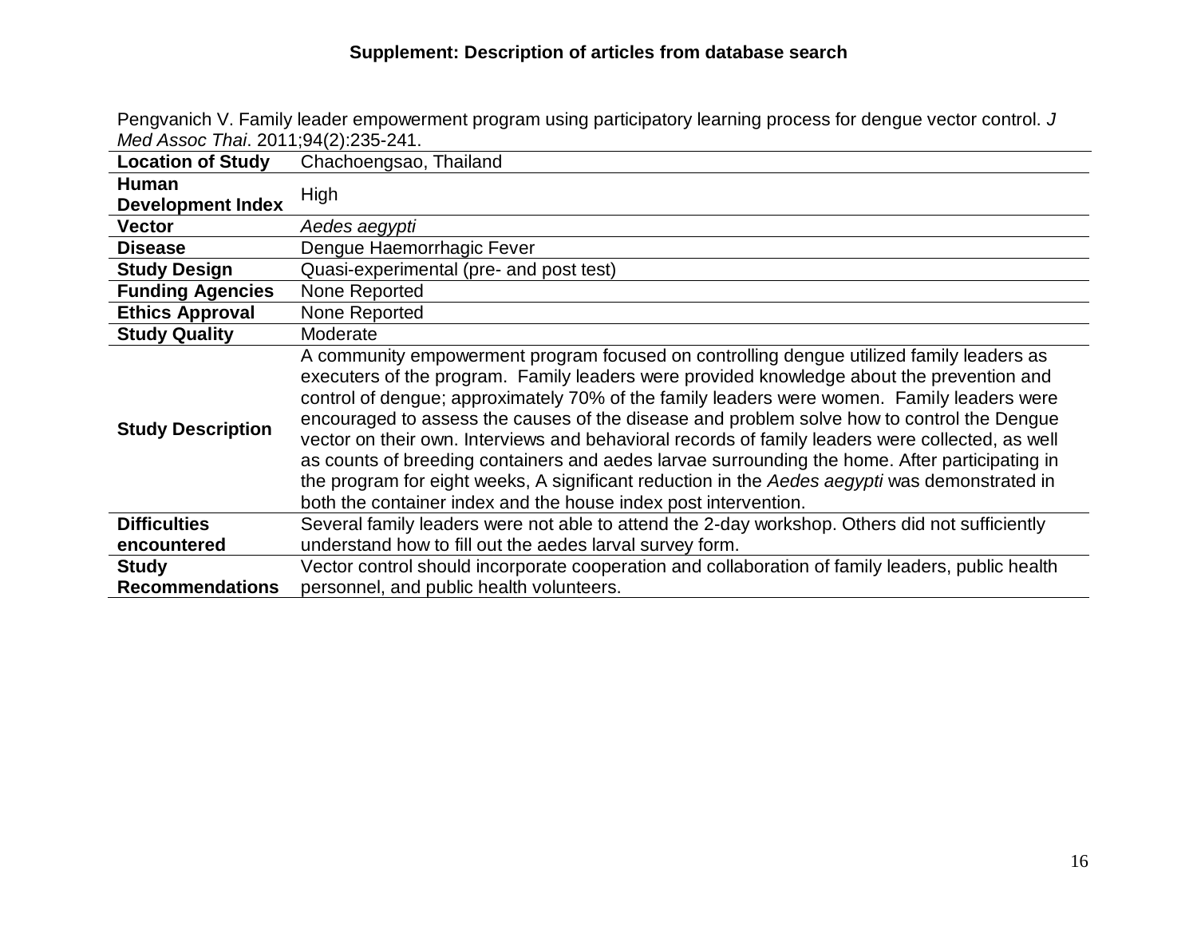# Supplement: Description of articles from database search

Pengvanich V. Family leader empowerment program using participatory learning process for dengue vector control. *J Med Assoc Thai*. 2011;94(2):235-241.

| | |
|---|---|
| **Location of Study** | Chachoengsao, Thailand |
| **Human Development Index** | High |
| **Vector** | *Aedes aegypti* |
| **Disease** | Dengue Haemorrhagic Fever |
| **Study Design** | Quasi-experimental (pre- and post test) |
| **Funding Agencies** | None Reported |
| **Ethics Approval** | None Reported |
| **Study Quality** | Moderate |
| **Study Description** | A community empowerment program focused on controlling dengue utilized family leaders as executers of the program. Family leaders were provided knowledge about the prevention and control of dengue; approximately 70% of the family leaders were women. Family leaders were encouraged to assess the causes of the disease and problem solve how to control the Dengue vector on their own. Interviews and behavioral records of family leaders were collected, as well as counts of breeding containers and aedes larvae surrounding the home. After participating in the program for eight weeks, A significant reduction in the *Aedes aegypti* was demonstrated in both the container index and the house index post intervention. |
| **Difficulties encountered** | Several family leaders were not able to attend the 2-day workshop. Others did not sufficiently understand how to fill out the aedes larval survey form. |
| **Study Recommendations** | Vector control should incorporate cooperation and collaboration of family leaders, public health personnel, and public health volunteers. |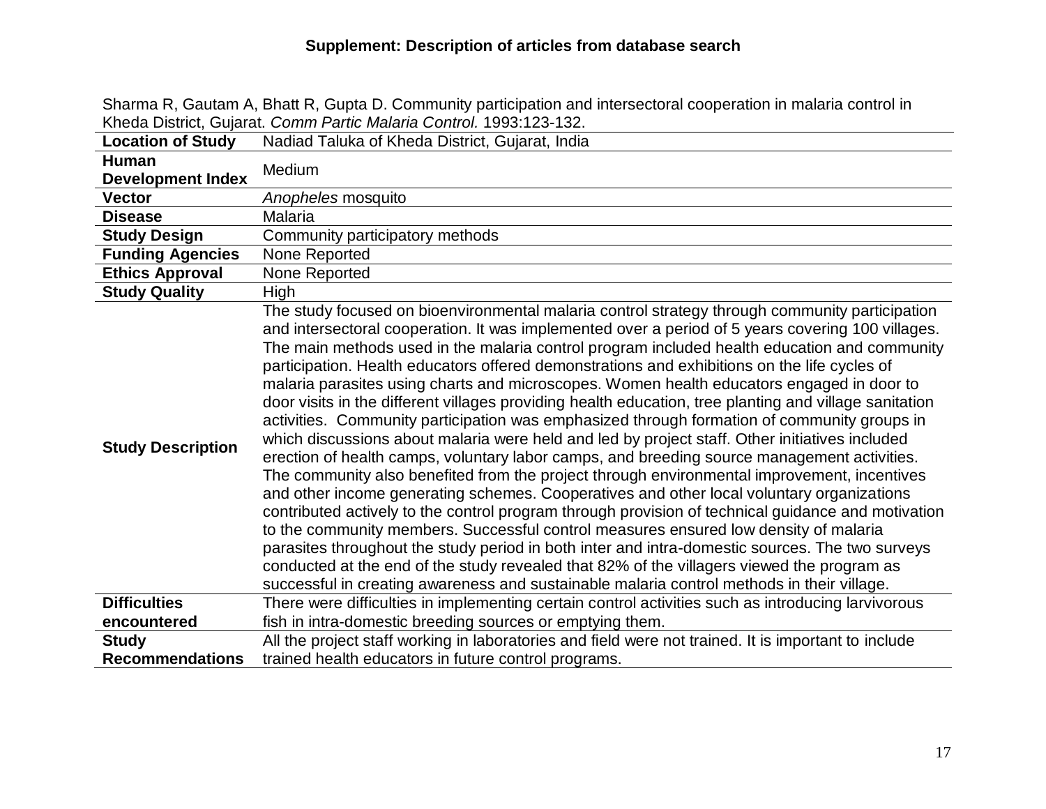## Supplement: Description of articles from database search

Sharma R, Gautam A, Bhatt R, Gupta D. Community participation and intersectoral cooperation in malaria control in Kheda District, Gujarat. *Comm Partic Malaria Control.* 1993:123-132.

| | |
|---|---|
| **Location of Study** | Nadiad Taluka of Kheda District, Gujarat, India |
| **Human Development Index** | Medium |
| **Vector** | *Anopheles* mosquito |
| **Disease** | Malaria |
| **Study Design** | Community participatory methods |
| **Funding Agencies** | None Reported |
| **Ethics Approval** | None Reported |
| **Study Quality** | High |
| **Study Description** | The study focused on bioenvironmental malaria control strategy through community participation and intersectoral cooperation. It was implemented over a period of 5 years covering 100 villages. The main methods used in the malaria control program included health education and community participation. Health educators offered demonstrations and exhibitions on the life cycles of malaria parasites using charts and microscopes. Women health educators engaged in door to door visits in the different villages providing health education, tree planting and village sanitation activities. Community participation was emphasized through formation of community groups in which discussions about malaria were held and led by project staff. Other initiatives included erection of health camps, voluntary labor camps, and breeding source management activities. The community also benefited from the project through environmental improvement, incentives and other income generating schemes. Cooperatives and other local voluntary organizations contributed actively to the control program through provision of technical guidance and motivation to the community members. Successful control measures ensured low density of malaria parasites throughout the study period in both inter and intra-domestic sources. The two surveys conducted at the end of the study revealed that 82% of the villagers viewed the program as successful in creating awareness and sustainable malaria control methods in their village. |
| **Difficulties encountered** | There were difficulties in implementing certain control activities such as introducing larvivorous fish in intra-domestic breeding sources or emptying them. |
| **Study Recommendations** | All the project staff working in laboratories and field were not trained. It is important to include trained health educators in future control programs. |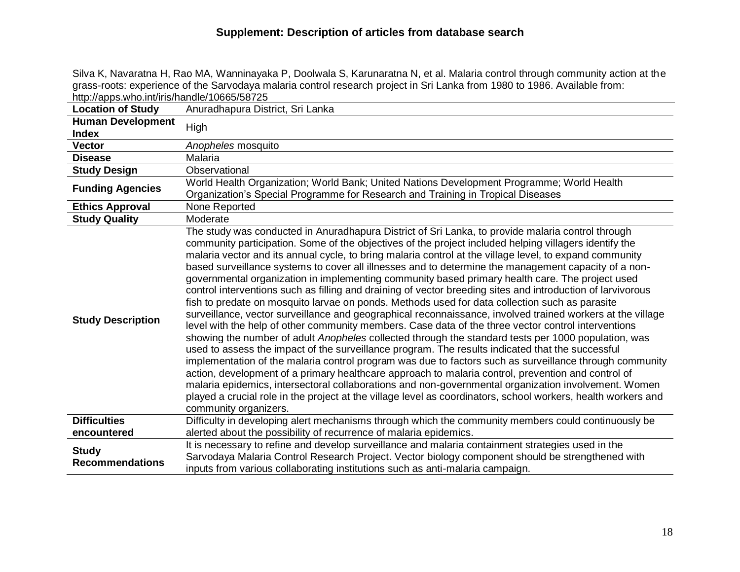## Supplement: Description of articles from database search

Silva K, Navaratna H, Rao MA, Wanninayaka P, Doolwala S, Karunaratna N, et al. Malaria control through community action at the grass-roots: experience of the Sarvodaya malaria control research project in Sri Lanka from 1980 to 1986. Available from: http://apps.who.int/iris/handle/10665/58725

| | |
|---|---|
| **Location of Study** | Anuradhapura District, Sri Lanka |
| **Human Development Index** | High |
| **Vector** | *Anopheles* mosquito |
| **Disease** | Malaria |
| **Study Design** | Observational |
| **Funding Agencies** | World Health Organization; World Bank; United Nations Development Programme; World Health Organization's Special Programme for Research and Training in Tropical Diseases |
| **Ethics Approval** | None Reported |
| **Study Quality** | Moderate |
| **Study Description** | The study was conducted in Anuradhapura District of Sri Lanka, to provide malaria control through community participation. Some of the objectives of the project included helping villagers identify the malaria vector and its annual cycle, to bring malaria control at the village level, to expand community based surveillance systems to cover all illnesses and to determine the management capacity of a non-governmental organization in implementing community based primary health care. The project used control interventions such as filling and draining of vector breeding sites and introduction of larvivorous fish to predate on mosquito larvae on ponds. Methods used for data collection such as parasite surveillance, vector surveillance and geographical reconnaissance, involved trained workers at the village level with the help of other community members. Case data of the three vector control interventions showing the number of adult *Anopheles* collected through the standard tests per 1000 population, was used to assess the impact of the surveillance program. The results indicated that the successful implementation of the malaria control program was due to factors such as surveillance through community action, development of a primary healthcare approach to malaria control, prevention and control of malaria epidemics, intersectoral collaborations and non-governmental organization involvement. Women played a crucial role in the project at the village level as coordinators, school workers, health workers and community organizers. |
| **Difficulties encountered** | Difficulty in developing alert mechanisms through which the community members could continuously be alerted about the possibility of recurrence of malaria epidemics. |
| **Study Recommendations** | It is necessary to refine and develop surveillance and malaria containment strategies used in the Sarvodaya Malaria Control Research Project. Vector biology component should be strengthened with inputs from various collaborating institutions such as anti-malaria campaign. |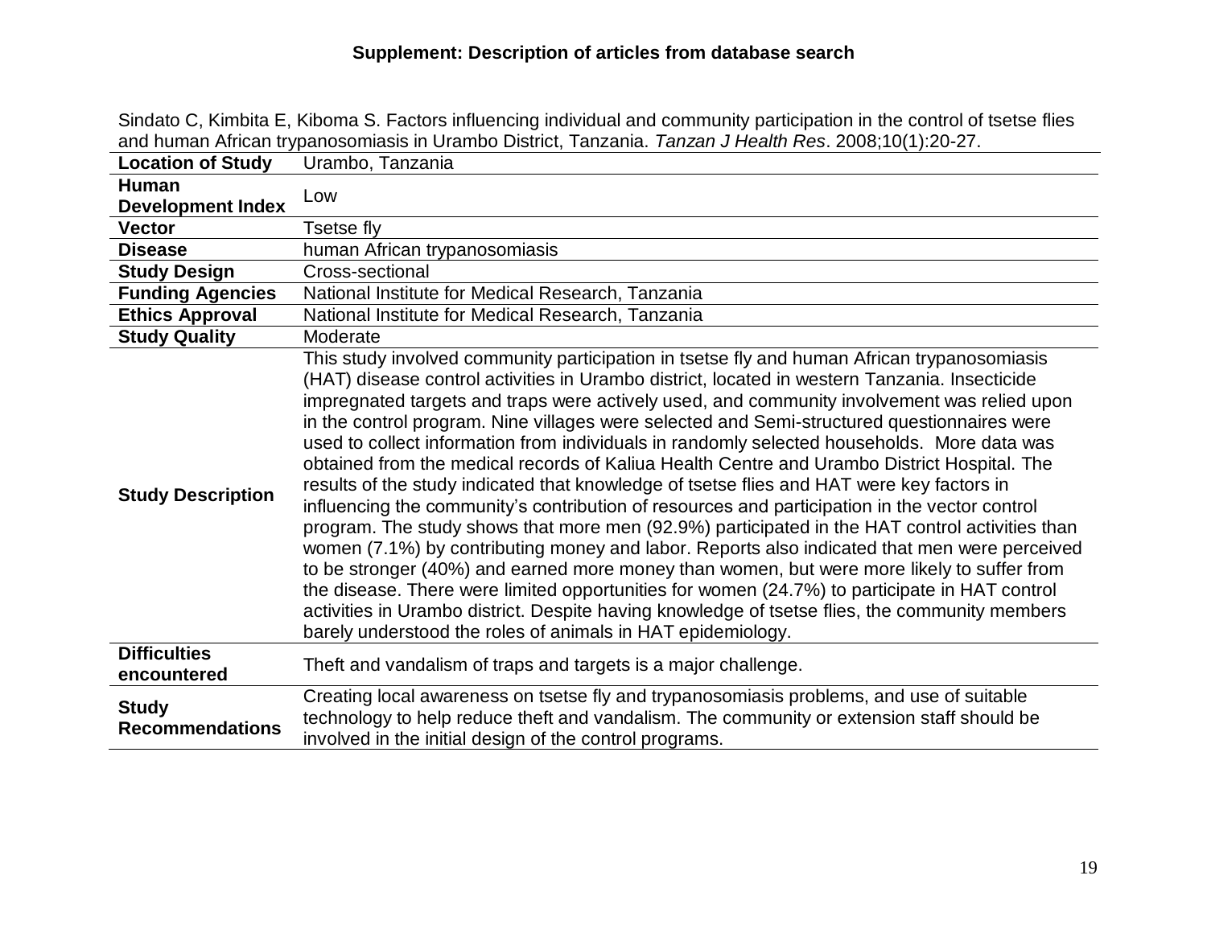## Supplement: Description of articles from database search

Sindato C, Kimbita E, Kiboma S. Factors influencing individual and community participation in the control of tsetse flies and human African trypanosomiasis in Urambo District, Tanzania. *Tanzan J Health Res*. 2008;10(1):20-27.

| | |
|---|---|
| **Location of Study** | Urambo, Tanzania |
| **Human Development Index** | Low |
| **Vector** | Tsetse fly |
| **Disease** | human African trypanosomiasis |
| **Study Design** | Cross-sectional |
| **Funding Agencies** | National Institute for Medical Research, Tanzania |
| **Ethics Approval** | National Institute for Medical Research, Tanzania |
| **Study Quality** | Moderate |
| **Study Description** | This study involved community participation in tsetse fly and human African trypanosomiasis (HAT) disease control activities in Urambo district, located in western Tanzania. Insecticide impregnated targets and traps were actively used, and community involvement was relied upon in the control program. Nine villages were selected and Semi-structured questionnaires were used to collect information from individuals in randomly selected households. More data was obtained from the medical records of Kaliua Health Centre and Urambo District Hospital. The results of the study indicated that knowledge of tsetse flies and HAT were key factors in influencing the community's contribution of resources and participation in the vector control program. The study shows that more men (92.9%) participated in the HAT control activities than women (7.1%) by contributing money and labor. Reports also indicated that men were perceived to be stronger (40%) and earned more money than women, but were more likely to suffer from the disease. There were limited opportunities for women (24.7%) to participate in HAT control activities in Urambo district. Despite having knowledge of tsetse flies, the community members barely understood the roles of animals in HAT epidemiology. |
| **Difficulties encountered** | Theft and vandalism of traps and targets is a major challenge. |
| **Study Recommendations** | Creating local awareness on tsetse fly and trypanosomiasis problems, and use of suitable technology to help reduce theft and vandalism. The community or extension staff should be involved in the initial design of the control programs. |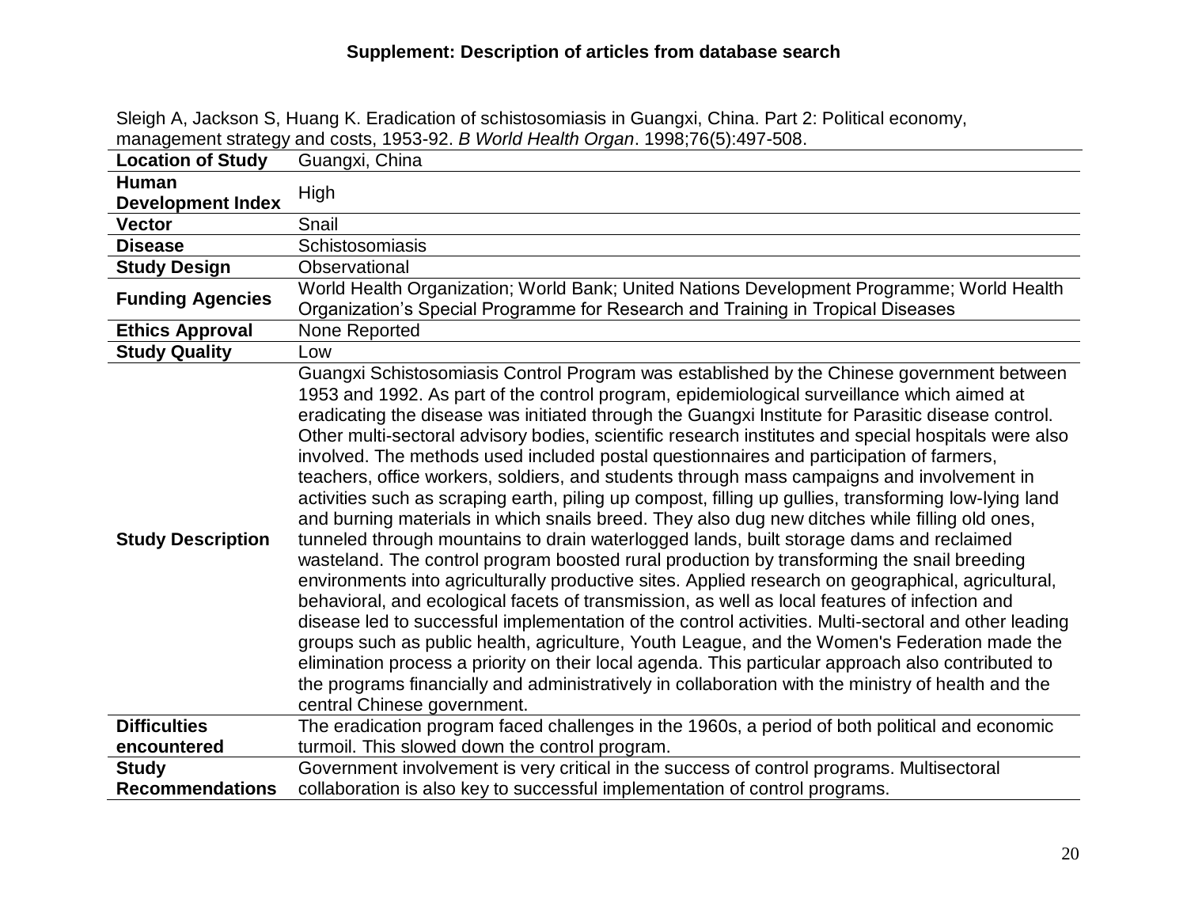**Supplement: Description of articles from database search**

Sleigh A, Jackson S, Huang K. Eradication of schistosomiasis in Guangxi, China. Part 2: Political economy, management strategy and costs, 1953-92. *B World Health Organ*. 1998;76(5):497-508.

| **Location of Study** | Guangxi, China |
|---|---|
| **Human Development Index** | High |
| **Vector** | Snail |
| **Disease** | Schistosomiasis |
| **Study Design** | Observational |
| **Funding Agencies** | World Health Organization; World Bank; United Nations Development Programme; World Health Organization's Special Programme for Research and Training in Tropical Diseases |
| **Ethics Approval** | None Reported |
| **Study Quality** | Low |
| **Study Description** | Guangxi Schistosomiasis Control Program was established by the Chinese government between 1953 and 1992. As part of the control program, epidemiological surveillance which aimed at eradicating the disease was initiated through the Guangxi Institute for Parasitic disease control. Other multi-sectoral advisory bodies, scientific research institutes and special hospitals were also involved. The methods used included postal questionnaires and participation of farmers, teachers, office workers, soldiers, and students through mass campaigns and involvement in activities such as scraping earth, piling up compost, filling up gullies, transforming low-lying land and burning materials in which snails breed. They also dug new ditches while filling old ones, tunneled through mountains to drain waterlogged lands, built storage dams and reclaimed wasteland. The control program boosted rural production by transforming the snail breeding environments into agriculturally productive sites. Applied research on geographical, agricultural, behavioral, and ecological facets of transmission, as well as local features of infection and disease led to successful implementation of the control activities. Multi-sectoral and other leading groups such as public health, agriculture, Youth League, and the Women's Federation made the elimination process a priority on their local agenda. This particular approach also contributed to the programs financially and administratively in collaboration with the ministry of health and the central Chinese government. |
| **Difficulties encountered** | The eradication program faced challenges in the 1960s, a period of both political and economic turmoil. This slowed down the control program. |
| **Study Recommendations** | Government involvement is very critical in the success of control programs. Multisectoral collaboration is also key to successful implementation of control programs. |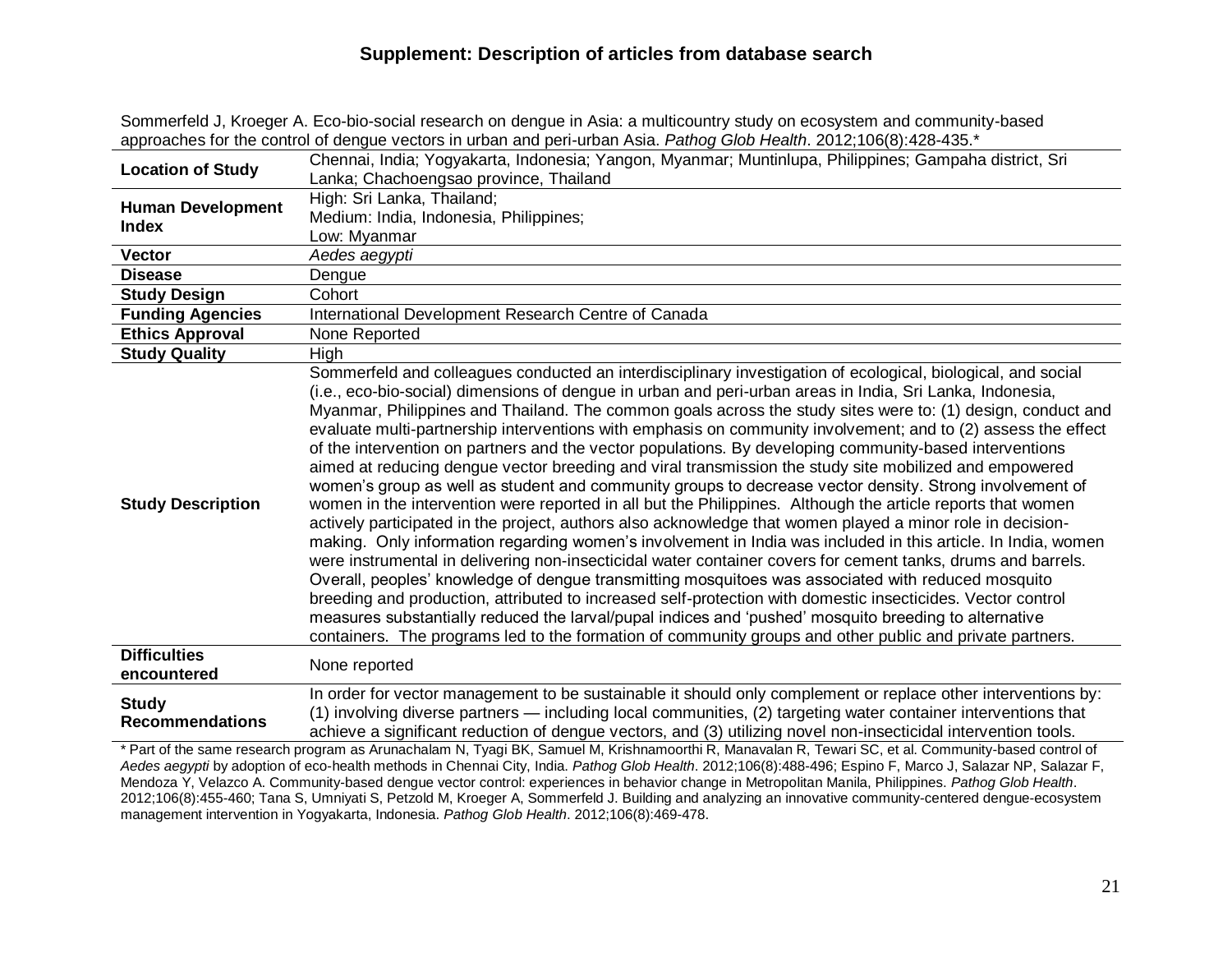## Supplement: Description of articles from database search

Sommerfeld J, Kroeger A. Eco-bio-social research on dengue in Asia: a multicountry study on ecosystem and community-based approaches for the control of dengue vectors in urban and peri-urban Asia. *Pathog Glob Health*. 2012;106(8):428-435.*

| | |
|---|---|
| **Location of Study** | Chennai, India; Yogyakarta, Indonesia; Yangon, Myanmar; Muntinlupa, Philippines; Gampaha district, Sri Lanka; Chachoengsao province, Thailand |
| **Human Development Index** | High: Sri Lanka, Thailand; Medium: India, Indonesia, Philippines; Low: Myanmar |
| **Vector** | *Aedes aegypti* |
| **Disease** | Dengue |
| **Study Design** | Cohort |
| **Funding Agencies** | International Development Research Centre of Canada |
| **Ethics Approval** | None Reported |
| **Study Quality** | High |
| **Study Description** | Sommerfeld and colleagues conducted an interdisciplinary investigation of ecological, biological, and social (i.e., eco-bio-social) dimensions of dengue in urban and peri-urban areas in India, Sri Lanka, Indonesia, Myanmar, Philippines and Thailand. The common goals across the study sites were to: (1) design, conduct and evaluate multi-partnership interventions with emphasis on community involvement; and to (2) assess the effect of the intervention on partners and the vector populations. By developing community-based interventions aimed at reducing dengue vector breeding and viral transmission the study site mobilized and empowered women's group as well as student and community groups to decrease vector density. Strong involvement of women in the intervention were reported in all but the Philippines. Although the article reports that women actively participated in the project, authors also acknowledge that women played a minor role in decision-making. Only information regarding women's involvement in India was included in this article. In India, women were instrumental in delivering non-insecticidal water container covers for cement tanks, drums and barrels. Overall, peoples' knowledge of dengue transmitting mosquitoes was associated with reduced mosquito breeding and production, attributed to increased self-protection with domestic insecticides. Vector control measures substantially reduced the larval/pupal indices and 'pushed' mosquito breeding to alternative containers. The programs led to the formation of community groups and other public and private partners. |
| **Difficulties encountered** | None reported |
| **Study Recommendations** | In order for vector management to be sustainable it should only complement or replace other interventions by: (1) involving diverse partners — including local communities, (2) targeting water container interventions that achieve a significant reduction of dengue vectors, and (3) utilizing novel non-insecticidal intervention tools. |

\* Part of the same research program as Arunachalam N, Tyagi BK, Samuel M, Krishnamoorthi R, Manavalan R, Tewari SC, et al. Community-based control of *Aedes aegypti* by adoption of eco-health methods in Chennai City, India. *Pathog Glob Health*. 2012;106(8):488-496; Espino F, Marco J, Salazar NP, Salazar F, Mendoza Y, Velazco A. Community-based dengue vector control: experiences in behavior change in Metropolitan Manila, Philippines. *Pathog Glob Health*. 2012;106(8):455-460; Tana S, Umniyati S, Petzold M, Kroeger A, Sommerfeld J. Building and analyzing an innovative community-centered dengue-ecosystem management intervention in Yogyakarta, Indonesia. *Pathog Glob Health*. 2012;106(8):469-478.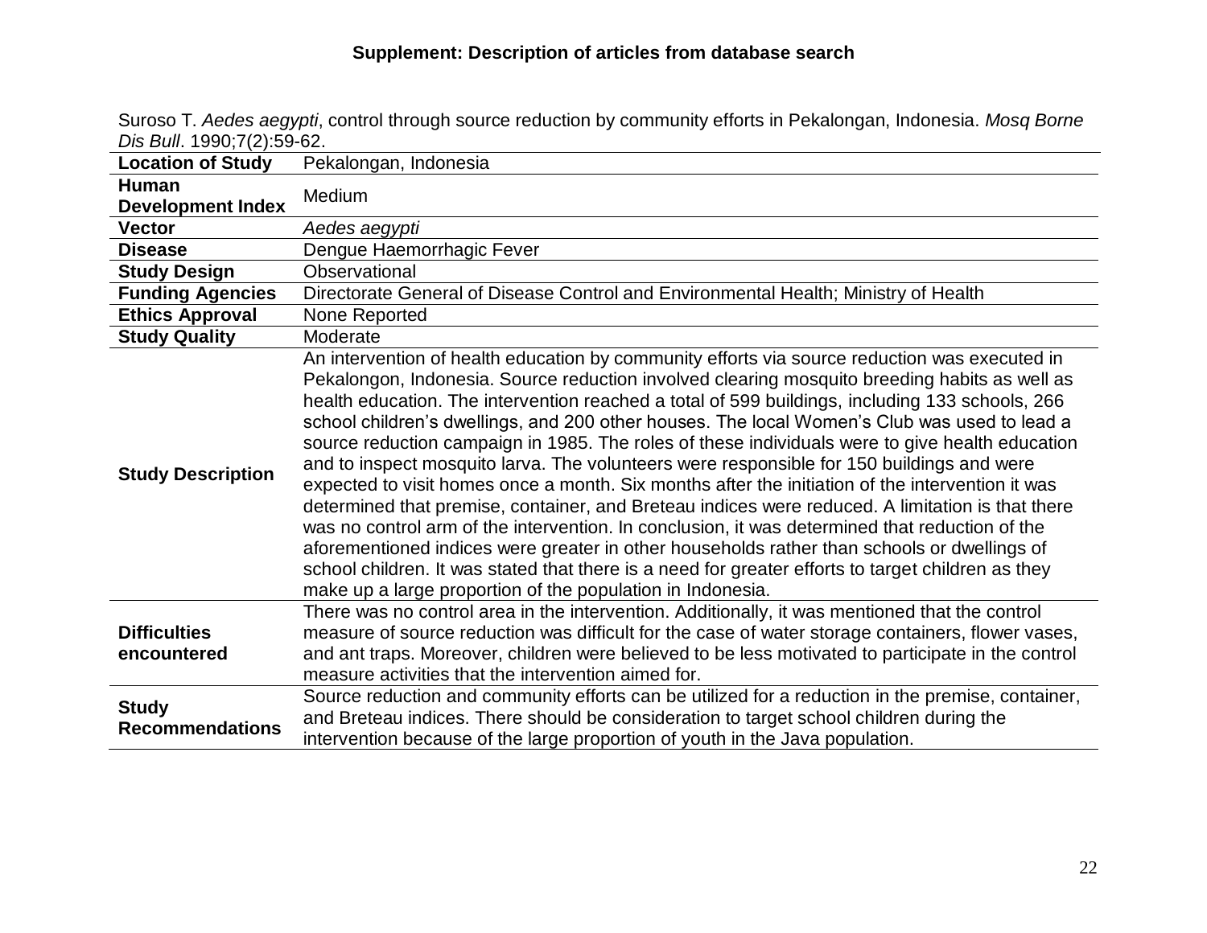**Supplement: Description of articles from database search**

Suroso T. *Aedes aegypti*, control through source reduction by community efforts in Pekalongan, Indonesia. *Mosq Borne Dis Bull*. 1990;7(2):59-62.

| | |
|---|---|
| **Location of Study** | Pekalongan, Indonesia |
| **Human Development Index** | Medium |
| **Vector** | *Aedes aegypti* |
| **Disease** | Dengue Haemorrhagic Fever |
| **Study Design** | Observational |
| **Funding Agencies** | Directorate General of Disease Control and Environmental Health; Ministry of Health |
| **Ethics Approval** | None Reported |
| **Study Quality** | Moderate |
| **Study Description** | An intervention of health education by community efforts via source reduction was executed in Pekalongon, Indonesia. Source reduction involved clearing mosquito breeding habits as well as health education. The intervention reached a total of 599 buildings, including 133 schools, 266 school children's dwellings, and 200 other houses. The local Women's Club was used to lead a source reduction campaign in 1985. The roles of these individuals were to give health education and to inspect mosquito larva. The volunteers were responsible for 150 buildings and were expected to visit homes once a month. Six months after the initiation of the intervention it was determined that premise, container, and Breteau indices were reduced. A limitation is that there was no control arm of the intervention. In conclusion, it was determined that reduction of the aforementioned indices were greater in other households rather than schools or dwellings of school children. It was stated that there is a need for greater efforts to target children as they make up a large proportion of the population in Indonesia. |
| **Difficulties encountered** | There was no control area in the intervention. Additionally, it was mentioned that the control measure of source reduction was difficult for the case of water storage containers, flower vases, and ant traps. Moreover, children were believed to be less motivated to participate in the control measure activities that the intervention aimed for. |
| **Study Recommendations** | Source reduction and community efforts can be utilized for a reduction in the premise, container, and Breteau indices. There should be consideration to target school children during the intervention because of the large proportion of youth in the Java population. |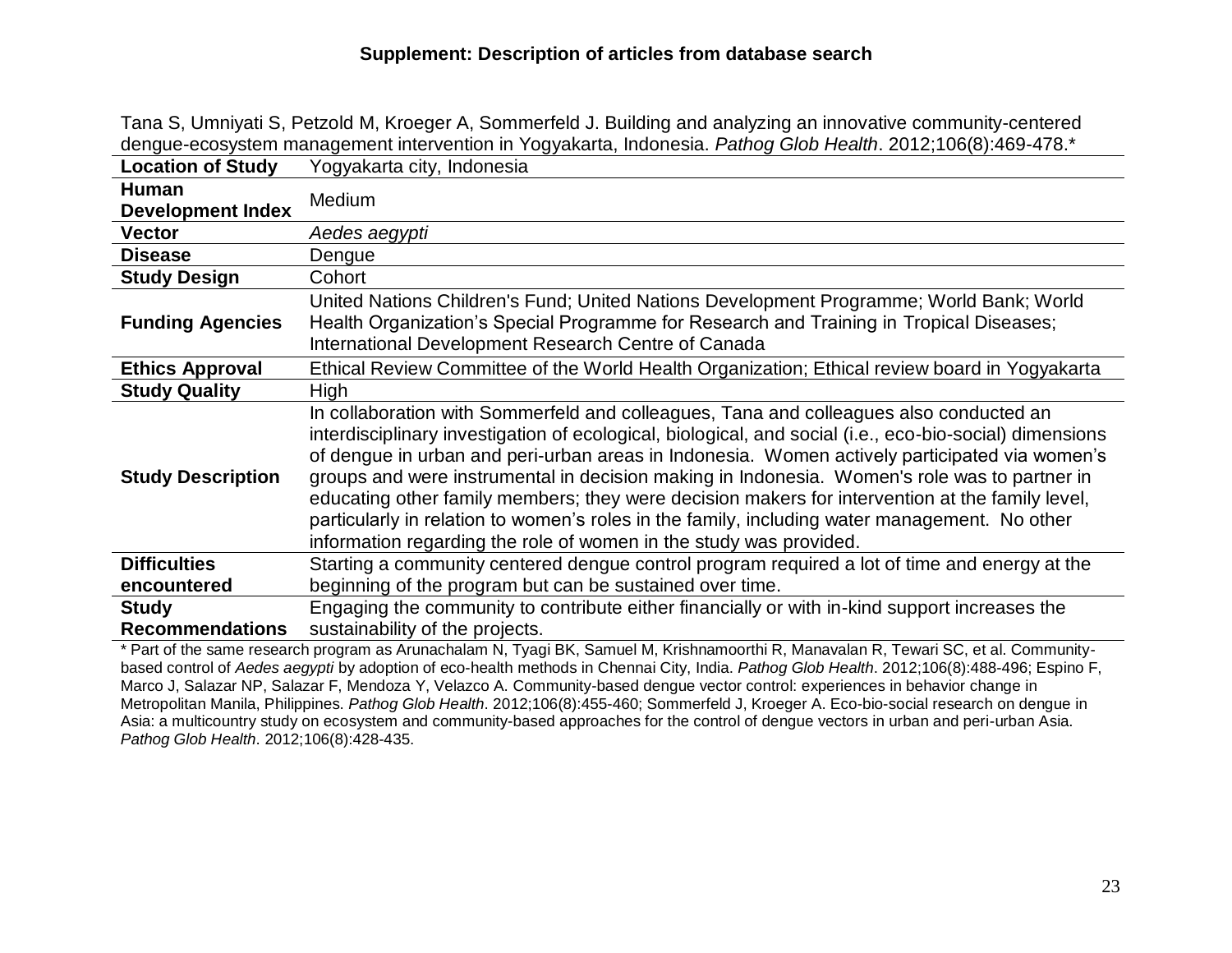**Supplement: Description of articles from database search**

Tana S, Umniyati S, Petzold M, Kroeger A, Sommerfeld J. Building and analyzing an innovative community-centered dengue-ecosystem management intervention in Yogyakarta, Indonesia. *Pathog Glob Health*. 2012;106(8):469-478.*

| | |
|---|---|
| **Location of Study** | Yogyakarta city, Indonesia |
| **Human Development Index** | Medium |
| **Vector** | *Aedes aegypti* |
| **Disease** | Dengue |
| **Study Design** | Cohort |
| **Funding Agencies** | United Nations Children's Fund; United Nations Development Programme; World Bank; World Health Organization's Special Programme for Research and Training in Tropical Diseases; International Development Research Centre of Canada |
| **Ethics Approval** | Ethical Review Committee of the World Health Organization; Ethical review board in Yogyakarta |
| **Study Quality** | High |
| **Study Description** | In collaboration with Sommerfeld and colleagues, Tana and colleagues also conducted an interdisciplinary investigation of ecological, biological, and social (i.e., eco-bio-social) dimensions of dengue in urban and peri-urban areas in Indonesia. Women actively participated via women's groups and were instrumental in decision making in Indonesia. Women's role was to partner in educating other family members; they were decision makers for intervention at the family level, particularly in relation to women's roles in the family, including water management. No other information regarding the role of women in the study was provided. |
| **Difficulties encountered** | Starting a community centered dengue control program required a lot of time and energy at the beginning of the program but can be sustained over time. |
| **Study Recommendations** | Engaging the community to contribute either financially or with in-kind support increases the sustainability of the projects. |

\* Part of the same research program as Arunachalam N, Tyagi BK, Samuel M, Krishnamoorthi R, Manavalan R, Tewari SC, et al. Community-based control of *Aedes aegypti* by adoption of eco-health methods in Chennai City, India. *Pathog Glob Health*. 2012;106(8):488-496; Espino F, Marco J, Salazar NP, Salazar F, Mendoza Y, Velazco A. Community-based dengue vector control: experiences in behavior change in Metropolitan Manila, Philippines. *Pathog Glob Health*. 2012;106(8):455-460; Sommerfeld J, Kroeger A. Eco-bio-social research on dengue in Asia: a multicountry study on ecosystem and community-based approaches for the control of dengue vectors in urban and peri-urban Asia. *Pathog Glob Health*. 2012;106(8):428-435.